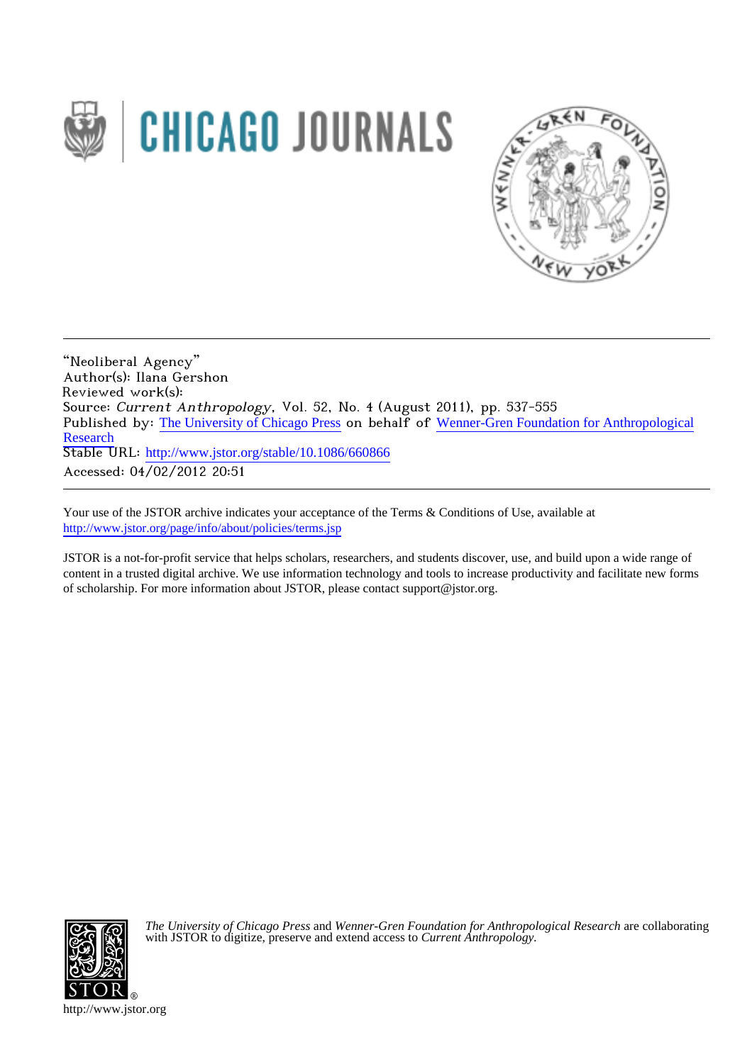"Neoliberal Agency"
Author(s): Ilana Gershon
Reviewed work(s):
Source: *Current Anthropology*, Vol. 52, No. 4 (August 2011), pp. 537-555
Published by: The University of Chicago Press on behalf of Wenner-Gren Foundation for Anthropological Research
Stable URL: http://www.jstor.org/stable/10.1086/660866
Accessed: 04/02/2012 20:51

Your use of the JSTOR archive indicates your acceptance of the Terms & Conditions of Use, available at http://www.jstor.org/page/info/about/policies/terms.jsp

JSTOR is a not-for-profit service that helps scholars, researchers, and students discover, use, and build upon a wide range of content in a trusted digital archive. We use information technology and tools to increase productivity and facilitate new forms of scholarship. For more information about JSTOR, please contact support@jstor.org.

*The University of Chicago Press* and *Wenner-Gren Foundation for Anthropological Research* are collaborating with JSTOR to digitize, preserve and extend access to *Current Anthropology*.

http://www.jstor.org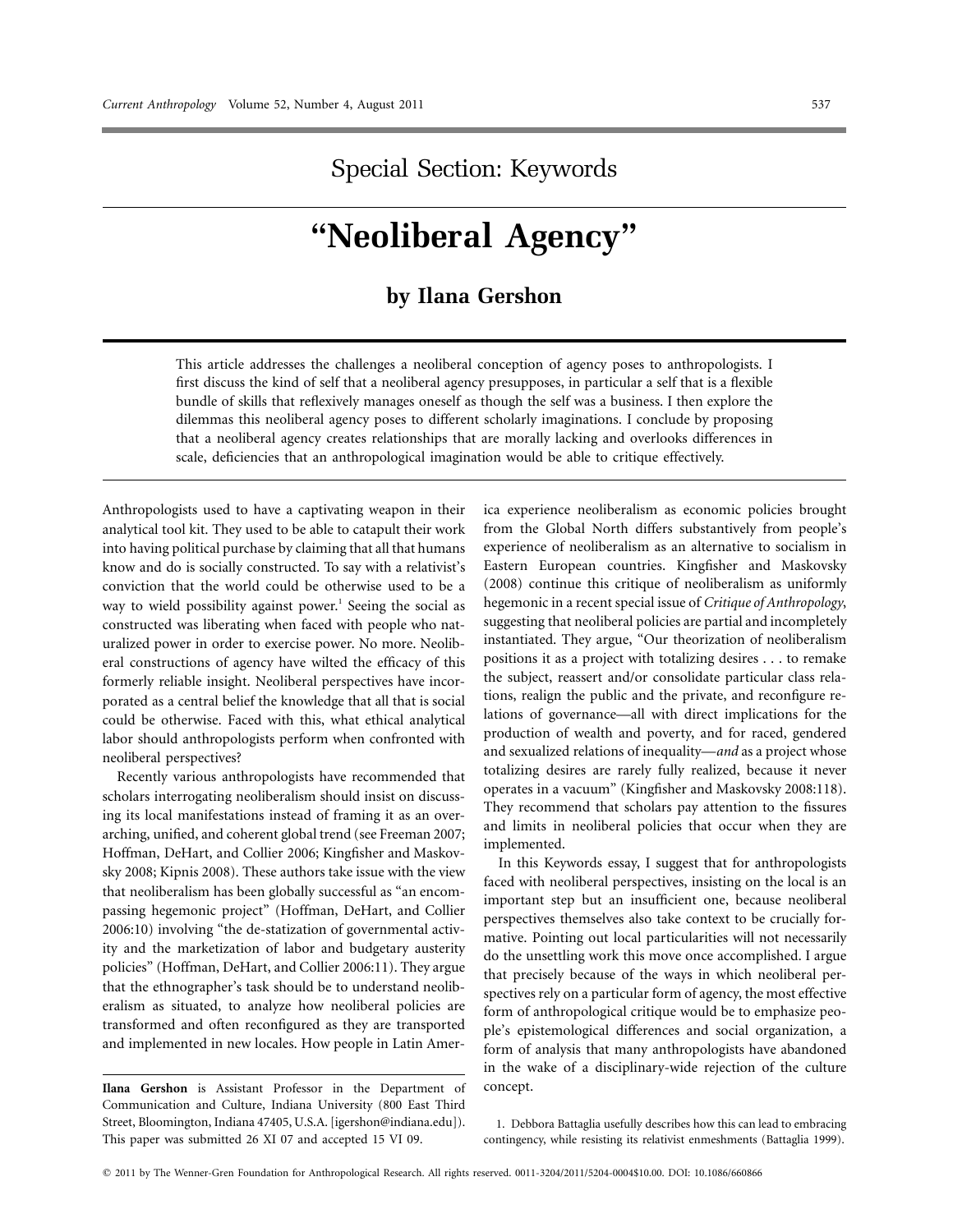Special Section: Keywords

# "Neoliberal Agency"

## by Ilana Gershon

This article addresses the challenges a neoliberal conception of agency poses to anthropologists. I first discuss the kind of self that a neoliberal agency presupposes, in particular a self that is a flexible bundle of skills that reflexively manages oneself as though the self was a business. I then explore the dilemmas this neoliberal agency poses to different scholarly imaginations. I conclude by proposing that a neoliberal agency creates relationships that are morally lacking and overlooks differences in scale, deficiencies that an anthropological imagination would be able to critique effectively.

Anthropologists used to have a captivating weapon in their analytical tool kit. They used to be able to catapult their work into having political purchase by claiming that all that humans know and do is socially constructed. To say with a relativist's conviction that the world could be otherwise used to be a way to wield possibility against power.[1] Seeing the social as constructed was liberating when faced with people who naturalized power in order to exercise power. No more. Neoliberal constructions of agency have wilted the efficacy of this formerly reliable insight. Neoliberal perspectives have incorporated as a central belief the knowledge that all that is social could be otherwise. Faced with this, what ethical analytical labor should anthropologists perform when confronted with neoliberal perspectives?

Recently various anthropologists have recommended that scholars interrogating neoliberalism should insist on discussing its local manifestations instead of framing it as an overarching, unified, and coherent global trend (see Freeman 2007; Hoffman, DeHart, and Collier 2006; Kingfisher and Maskovsky 2008; Kipnis 2008). These authors take issue with the view that neoliberalism has been globally successful as "an encompassing hegemonic project" (Hoffman, DeHart, and Collier 2006:10) involving "the de-statization of governmental activity and the marketization of labor and budgetary austerity policies" (Hoffman, DeHart, and Collier 2006:11). They argue that the ethnographer's task should be to understand neoliberalism as situated, to analyze how neoliberal policies are transformed and often reconfigured as they are transported and implemented in new locales. How people in Latin America experience neoliberalism as economic policies brought from the Global North differs substantively from people's experience of neoliberalism as an alternative to socialism in Eastern European countries. Kingfisher and Maskovsky (2008) continue this critique of neoliberalism as uniformly hegemonic in a recent special issue of *Critique of Anthropology*, suggesting that neoliberal policies are partial and incompletely instantiated. They argue, "Our theorization of neoliberalism positions it as a project with totalizing desires . . . to remake the subject, reassert and/or consolidate particular class relations, realign the public and the private, and reconfigure relations of governance—all with direct implications for the production of wealth and poverty, and for raced, gendered and sexualized relations of inequality—*and* as a project whose totalizing desires are rarely fully realized, because it never operates in a vacuum" (Kingfisher and Maskovsky 2008:118). They recommend that scholars pay attention to the fissures and limits in neoliberal policies that occur when they are implemented.

In this Keywords essay, I suggest that for anthropologists faced with neoliberal perspectives, insisting on the local is an important step but an insufficient one, because neoliberal perspectives themselves also take context to be crucially formative. Pointing out local particularities will not necessarily do the unsettling work this move once accomplished. I argue that precisely because of the ways in which neoliberal perspectives rely on a particular form of agency, the most effective form of anthropological critique would be to emphasize people's epistemological differences and social organization, a form of analysis that many anthropologists have abandoned in the wake of a disciplinary-wide rejection of the culture concept.

**Ilana Gershon** is Assistant Professor in the Department of Communication and Culture, Indiana University (800 East Third Street, Bloomington, Indiana 47405, U.S.A. [igershon@indiana.edu]). This paper was submitted 26 XI 07 and accepted 15 VI 09.

1. Debbora Battaglia usefully describes how this can lead to embracing contingency, while resisting its relativist enmeshments (Battaglia 1999).

© 2011 by The Wenner-Gren Foundation for Anthropological Research. All rights reserved. 0011-3204/2011/5204-0004$10.00. DOI: 10.1086/660866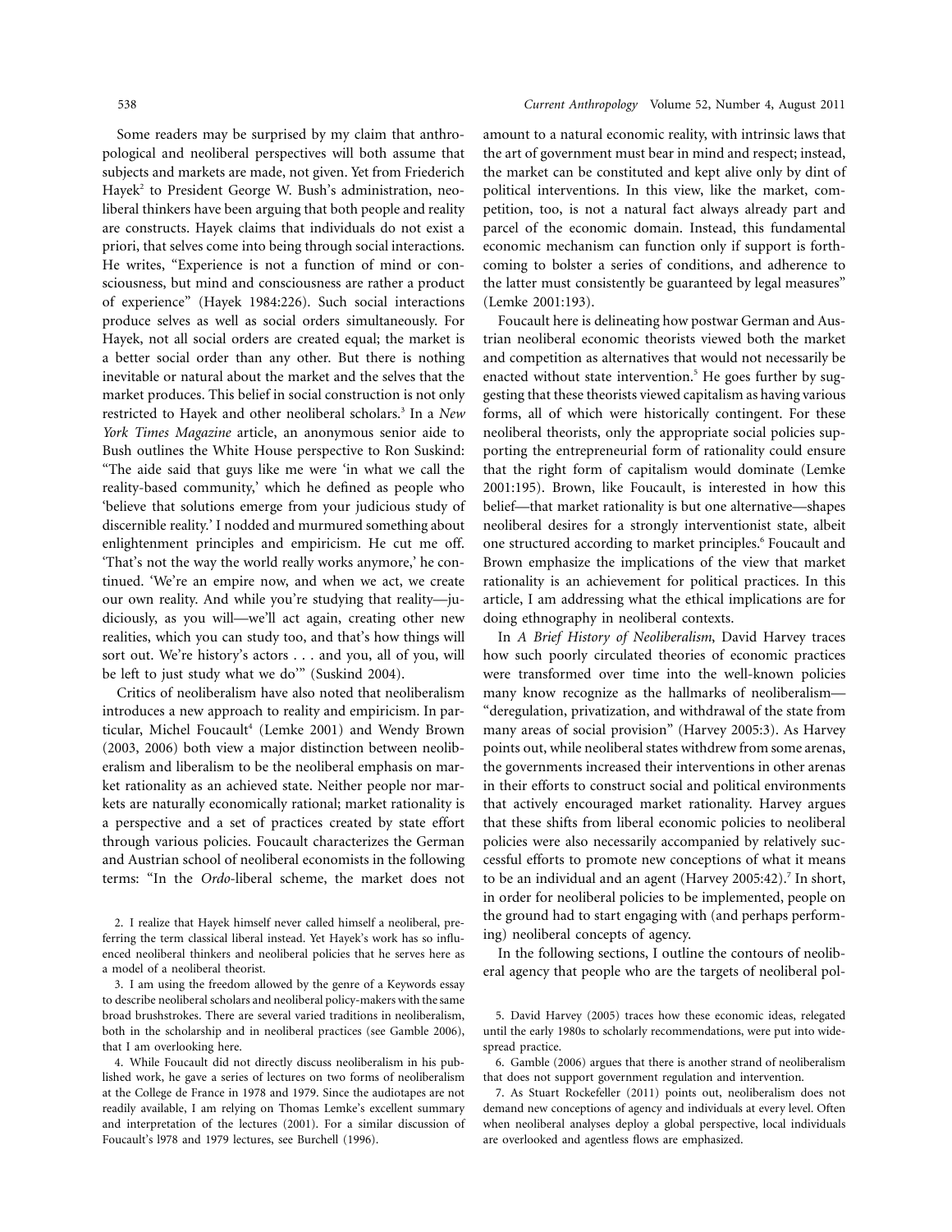Some readers may be surprised by my claim that anthropological and neoliberal perspectives will both assume that subjects and markets are made, not given. Yet from Friederich Hayek[2] to President George W. Bush's administration, neoliberal thinkers have been arguing that both people and reality are constructs. Hayek claims that individuals do not exist a priori, that selves come into being through social interactions. He writes, "Experience is not a function of mind or consciousness, but mind and consciousness are rather a product of experience" (Hayek 1984:226). Such social interactions produce selves as well as social orders simultaneously. For Hayek, not all social orders are created equal; the market is a better social order than any other. But there is nothing inevitable or natural about the market and the selves that the market produces. This belief in social construction is not only restricted to Hayek and other neoliberal scholars.[3] In a *New York Times Magazine* article, an anonymous senior aide to Bush outlines the White House perspective to Ron Suskind: "The aide said that guys like me were 'in what we call the reality-based community,' which he defined as people who 'believe that solutions emerge from your judicious study of discernible reality.' I nodded and murmured something about enlightenment principles and empiricism. He cut me off. 'That's not the way the world really works anymore,' he continued. 'We're an empire now, and when we act, we create our own reality. And while you're studying that reality—judiciously, as you will—we'll act again, creating other new realities, which you can study too, and that's how things will sort out. We're history's actors . . . and you, all of you, will be left to just study what we do'" (Suskind 2004).

Critics of neoliberalism have also noted that neoliberalism introduces a new approach to reality and empiricism. In particular, Michel Foucault[4] (Lemke 2001) and Wendy Brown (2003, 2006) both view a major distinction between neoliberalism and liberalism to be the neoliberal emphasis on market rationality as an achieved state. Neither people nor markets are naturally economically rational; market rationality is a perspective and a set of practices created by state effort through various policies. Foucault characterizes the German and Austrian school of neoliberal economists in the following terms: "In the *Ordo*-liberal scheme, the market does not amount to a natural economic reality, with intrinsic laws that the art of government must bear in mind and respect; instead, the market can be constituted and kept alive only by dint of political interventions. In this view, like the market, competition, too, is not a natural fact always already part and parcel of the economic domain. Instead, this fundamental economic mechanism can function only if support is forthcoming to bolster a series of conditions, and adherence to the latter must consistently be guaranteed by legal measures" (Lemke 2001:193).

Foucault here is delineating how postwar German and Austrian neoliberal economic theorists viewed both the market and competition as alternatives that would not necessarily be enacted without state intervention.[5] He goes further by suggesting that these theorists viewed capitalism as having various forms, all of which were historically contingent. For these neoliberal theorists, only the appropriate social policies supporting the entrepreneurial form of rationality could ensure that the right form of capitalism would dominate (Lemke 2001:195). Brown, like Foucault, is interested in how this belief—that market rationality is but one alternative—shapes neoliberal desires for a strongly interventionist state, albeit one structured according to market principles.[6] Foucault and Brown emphasize the implications of the view that market rationality is an achievement for political practices. In this article, I am addressing what the ethical implications are for doing ethnography in neoliberal contexts.

In *A Brief History of Neoliberalism*, David Harvey traces how such poorly circulated theories of economic practices were transformed over time into the well-known policies many know recognize as the hallmarks of neoliberalism—"deregulation, privatization, and withdrawal of the state from many areas of social provision" (Harvey 2005:3). As Harvey points out, while neoliberal states withdrew from some arenas, the governments increased their interventions in other arenas in their efforts to construct social and political environments that actively encouraged market rationality. Harvey argues that these shifts from liberal economic policies to neoliberal policies were also necessarily accompanied by relatively successful efforts to promote new conceptions of what it means to be an individual and an agent (Harvey 2005:42).[7] In short, in order for neoliberal policies to be implemented, people on the ground had to start engaging with (and perhaps performing) neoliberal concepts of agency.

In the following sections, I outline the contours of neoliberal agency that people who are the targets of neoliberal pol-

2. I realize that Hayek himself never called himself a neoliberal, preferring the term classical liberal instead. Yet Hayek's work has so influenced neoliberal thinkers and neoliberal policies that he serves here as a model of a neoliberal theorist.

3. I am using the freedom allowed by the genre of a Keywords essay to describe neoliberal scholars and neoliberal policy-makers with the same broad brushstrokes. There are several varied traditions in neoliberalism, both in the scholarship and in neoliberal practices (see Gamble 2006), that I am overlooking here.

4. While Foucault did not directly discuss neoliberalism in his published work, he gave a series of lectures on two forms of neoliberalism at the College de France in 1978 and 1979. Since the audiotapes are not readily available, I am relying on Thomas Lemke's excellent summary and interpretation of the lectures (2001). For a similar discussion of Foucault's l978 and 1979 lectures, see Burchell (1996).

5. David Harvey (2005) traces how these economic ideas, relegated until the early 1980s to scholarly recommendations, were put into widespread practice.

6. Gamble (2006) argues that there is another strand of neoliberalism that does not support government regulation and intervention.

7. As Stuart Rockefeller (2011) points out, neoliberalism does not demand new conceptions of agency and individuals at every level. Often when neoliberal analyses deploy a global perspective, local individuals are overlooked and agentless flows are emphasized.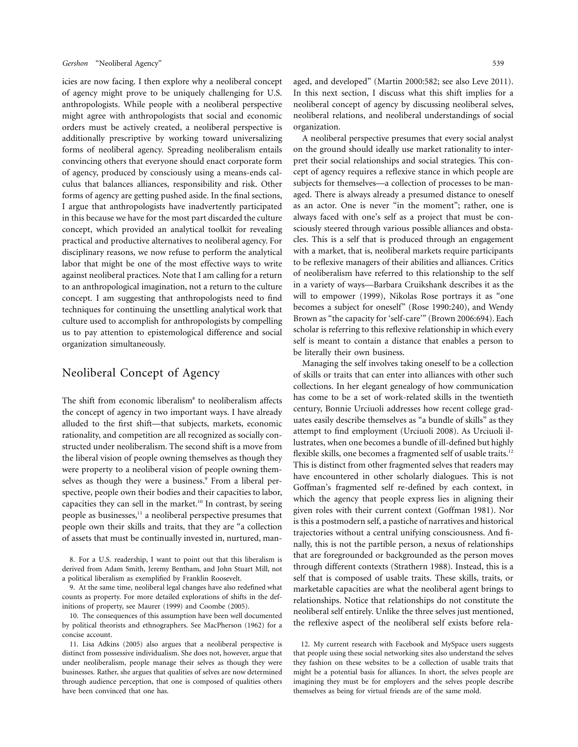icies are now facing. I then explore why a neoliberal concept of agency might prove to be uniquely challenging for U.S. anthropologists. While people with a neoliberal perspective might agree with anthropologists that social and economic orders must be actively created, a neoliberal perspective is additionally prescriptive by working toward universalizing forms of neoliberal agency. Spreading neoliberalism entails convincing others that everyone should enact corporate form of agency, produced by consciously using a means-ends calculus that balances alliances, responsibility and risk. Other forms of agency are getting pushed aside. In the final sections, I argue that anthropologists have inadvertently participated in this because we have for the most part discarded the culture concept, which provided an analytical toolkit for revealing practical and productive alternatives to neoliberal agency. For disciplinary reasons, we now refuse to perform the analytical labor that might be one of the most effective ways to write against neoliberal practices. Note that I am calling for a return to an anthropological imagination, not a return to the culture concept. I am suggesting that anthropologists need to find techniques for continuing the unsettling analytical work that culture used to accomplish for anthropologists by compelling us to pay attention to epistemological difference and social organization simultaneously.

## Neoliberal Concept of Agency

The shift from economic liberalism[8] to neoliberalism affects the concept of agency in two important ways. I have already alluded to the first shift—that subjects, markets, economic rationality, and competition are all recognized as socially constructed under neoliberalism. The second shift is a move from the liberal vision of people owning themselves as though they were property to a neoliberal vision of people owning themselves as though they were a business.[9] From a liberal perspective, people own their bodies and their capacities to labor, capacities they can sell in the market.[10] In contrast, by seeing people as businesses,[11] a neoliberal perspective presumes that people own their skills and traits, that they are "a collection of assets that must be continually invested in, nurtured, managed, and developed" (Martin 2000:582; see also Leve 2011). In this next section, I discuss what this shift implies for a neoliberal concept of agency by discussing neoliberal selves, neoliberal relations, and neoliberal understandings of social organization.

A neoliberal perspective presumes that every social analyst on the ground should ideally use market rationality to interpret their social relationships and social strategies. This concept of agency requires a reflexive stance in which people are subjects for themselves—a collection of processes to be managed. There is always already a presumed distance to oneself as an actor. One is never "in the moment"; rather, one is always faced with one's self as a project that must be consciously steered through various possible alliances and obstacles. This is a self that is produced through an engagement with a market, that is, neoliberal markets require participants to be reflexive managers of their abilities and alliances. Critics of neoliberalism have referred to this relationship to the self in a variety of ways—Barbara Cruikshank describes it as the will to empower (1999), Nikolas Rose portrays it as "one becomes a subject for oneself" (Rose 1990:240), and Wendy Brown as "the capacity for 'self-care'" (Brown 2006:694). Each scholar is referring to this reflexive relationship in which every self is meant to contain a distance that enables a person to be literally their own business.

Managing the self involves taking oneself to be a collection of skills or traits that can enter into alliances with other such collections. In her elegant genealogy of how communication has come to be a set of work-related skills in the twentieth century, Bonnie Urciuoli addresses how recent college graduates easily describe themselves as "a bundle of skills" as they attempt to find employment (Urciuoli 2008). As Urciuoli illustrates, when one becomes a bundle of ill-defined but highly flexible skills, one becomes a fragmented self of usable traits.[12] This is distinct from other fragmented selves that readers may have encountered in other scholarly dialogues. This is not Goffman's fragmented self re-defined by each context, in which the agency that people express lies in aligning their given roles with their current context (Goffman 1981). Nor is this a postmodern self, a pastiche of narratives and historical trajectories without a central unifying consciousness. And finally, this is not the partible person, a nexus of relationships that are foregrounded or backgrounded as the person moves through different contexts (Strathern 1988). Instead, this is a self that is composed of usable traits. These skills, traits, or marketable capacities are what the neoliberal agent brings to relationships. Notice that relationships do not constitute the neoliberal self entirely. Unlike the three selves just mentioned, the reflexive aspect of the neoliberal self exists before rela-

8. For a U.S. readership, I want to point out that this liberalism is derived from Adam Smith, Jeremy Bentham, and John Stuart Mill, not a political liberalism as exemplified by Franklin Roosevelt.

9. At the same time, neoliberal legal changes have also redefined what counts as property. For more detailed explorations of shifts in the definitions of property, see Maurer (1999) and Coombe (2005).

10. The consequences of this assumption have been well documented by political theorists and ethnographers. See MacPherson (1962) for a concise account.

11. Lisa Adkins (2005) also argues that a neoliberal perspective is distinct from possessive individualism. She does not, however, argue that under neoliberalism, people manage their selves as though they were businesses. Rather, she argues that qualities of selves are now determined through audience perception, that one is composed of qualities others have been convinced that one has.

12. My current research with Facebook and MySpace users suggests that people using these social networking sites also understand the selves they fashion on these websites to be a collection of usable traits that might be a potential basis for alliances. In short, the selves people are imagining they must be for employers and the selves people describe themselves as being for virtual friends are of the same mold.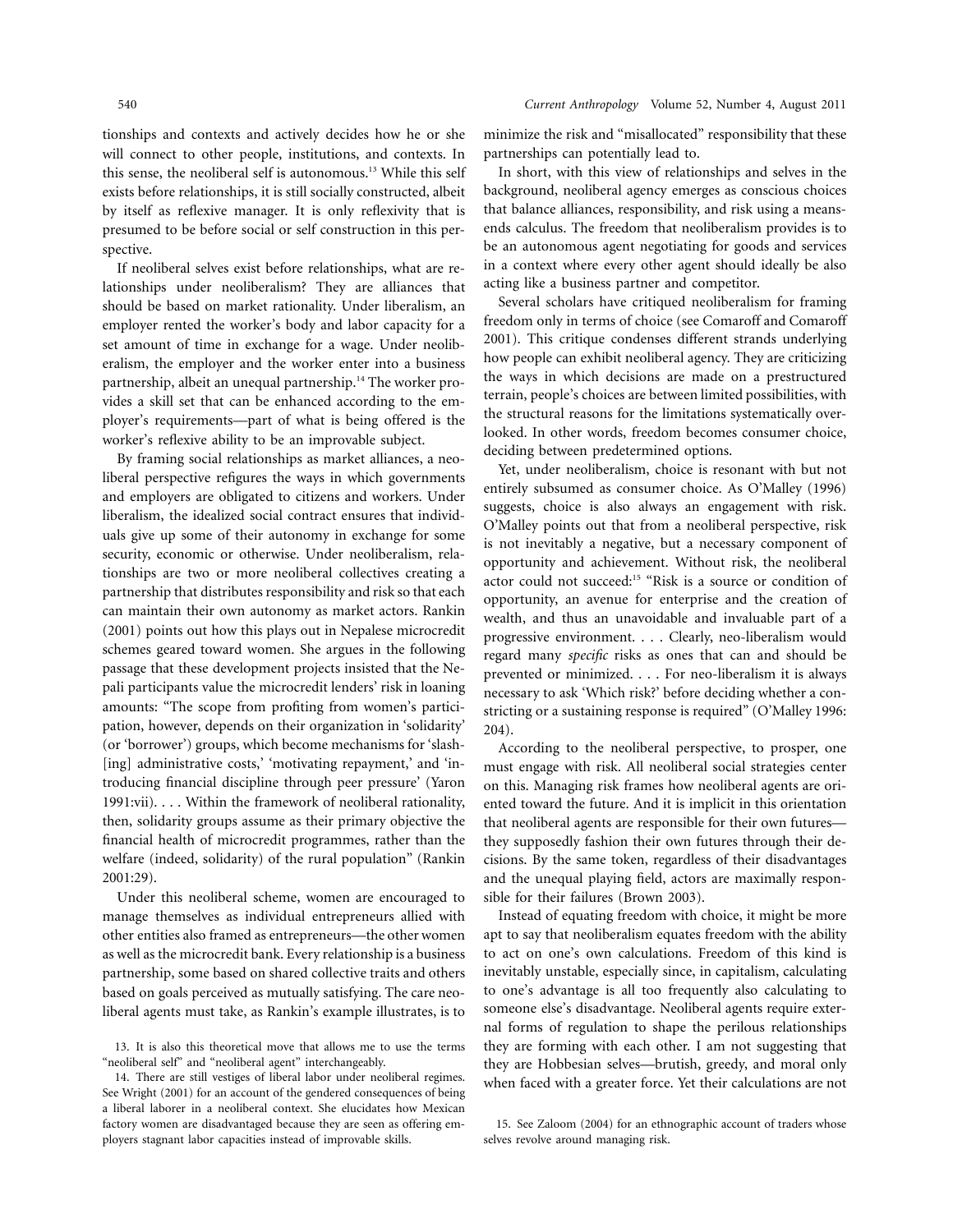tionships and contexts and actively decides how he or she will connect to other people, institutions, and contexts. In this sense, the neoliberal self is autonomous.[13] While this self exists before relationships, it is still socially constructed, albeit by itself as reflexive manager. It is only reflexivity that is presumed to be before social or self construction in this perspective.

If neoliberal selves exist before relationships, what are relationships under neoliberalism? They are alliances that should be based on market rationality. Under liberalism, an employer rented the worker's body and labor capacity for a set amount of time in exchange for a wage. Under neoliberalism, the employer and the worker enter into a business partnership, albeit an unequal partnership.[14] The worker provides a skill set that can be enhanced according to the employer's requirements—part of what is being offered is the worker's reflexive ability to be an improvable subject.

By framing social relationships as market alliances, a neoliberal perspective refigures the ways in which governments and employers are obligated to citizens and workers. Under liberalism, the idealized social contract ensures that individuals give up some of their autonomy in exchange for some security, economic or otherwise. Under neoliberalism, relationships are two or more neoliberal collectives creating a partnership that distributes responsibility and risk so that each can maintain their own autonomy as market actors. Rankin (2001) points out how this plays out in Nepalese microcredit schemes geared toward women. She argues in the following passage that these development projects insisted that the Nepali participants value the microcredit lenders' risk in loaning amounts: "The scope from profiting from women's participation, however, depends on their organization in 'solidarity' (or 'borrower') groups, which become mechanisms for 'slash-[ing] administrative costs,' 'motivating repayment,' and 'introducing financial discipline through peer pressure' (Yaron 1991:vii). . . . Within the framework of neoliberal rationality, then, solidarity groups assume as their primary objective the financial health of microcredit programmes, rather than the welfare (indeed, solidarity) of the rural population" (Rankin 2001:29).

Under this neoliberal scheme, women are encouraged to manage themselves as individual entrepreneurs allied with other entities also framed as entrepreneurs—the other women as well as the microcredit bank. Every relationship is a business partnership, some based on shared collective traits and others based on goals perceived as mutually satisfying. The care neoliberal agents must take, as Rankin's example illustrates, is to minimize the risk and "misallocated" responsibility that these partnerships can potentially lead to.

In short, with this view of relationships and selves in the background, neoliberal agency emerges as conscious choices that balance alliances, responsibility, and risk using a means-ends calculus. The freedom that neoliberalism provides is to be an autonomous agent negotiating for goods and services in a context where every other agent should ideally be also acting like a business partner and competitor.

Several scholars have critiqued neoliberalism for framing freedom only in terms of choice (see Comaroff and Comaroff 2001). This critique condenses different strands underlying how people can exhibit neoliberal agency. They are criticizing the ways in which decisions are made on a prestructured terrain, people's choices are between limited possibilities, with the structural reasons for the limitations systematically overlooked. In other words, freedom becomes consumer choice, deciding between predetermined options.

Yet, under neoliberalism, choice is resonant with but not entirely subsumed as consumer choice. As O'Malley (1996) suggests, choice is also always an engagement with risk. O'Malley points out that from a neoliberal perspective, risk is not inevitably a negative, but a necessary component of opportunity and achievement. Without risk, the neoliberal actor could not succeed:[15] "Risk is a source or condition of opportunity, an avenue for enterprise and the creation of wealth, and thus an unavoidable and invaluable part of a progressive environment. . . . Clearly, neo-liberalism would regard many *specific* risks as ones that can and should be prevented or minimized. . . . For neo-liberalism it is always necessary to ask 'Which risk?' before deciding whether a constricting or a sustaining response is required" (O'Malley 1996: 204).

According to the neoliberal perspective, to prosper, one must engage with risk. All neoliberal social strategies center on this. Managing risk frames how neoliberal agents are oriented toward the future. And it is implicit in this orientation that neoliberal agents are responsible for their own futures—they supposedly fashion their own futures through their decisions. By the same token, regardless of their disadvantages and the unequal playing field, actors are maximally responsible for their failures (Brown 2003).

Instead of equating freedom with choice, it might be more apt to say that neoliberalism equates freedom with the ability to act on one's own calculations. Freedom of this kind is inevitably unstable, especially since, in capitalism, calculating to one's advantage is all too frequently also calculating to someone else's disadvantage. Neoliberal agents require external forms of regulation to shape the perilous relationships they are forming with each other. I am not suggesting that they are Hobbesian selves—brutish, greedy, and moral only when faced with a greater force. Yet their calculations are not

13. It is also this theoretical move that allows me to use the terms "neoliberal self" and "neoliberal agent" interchangeably.

14. There are still vestiges of liberal labor under neoliberal regimes. See Wright (2001) for an account of the gendered consequences of being a liberal laborer in a neoliberal context. She elucidates how Mexican factory women are disadvantaged because they are seen as offering employers stagnant labor capacities instead of improvable skills.

15. See Zaloom (2004) for an ethnographic account of traders whose selves revolve around managing risk.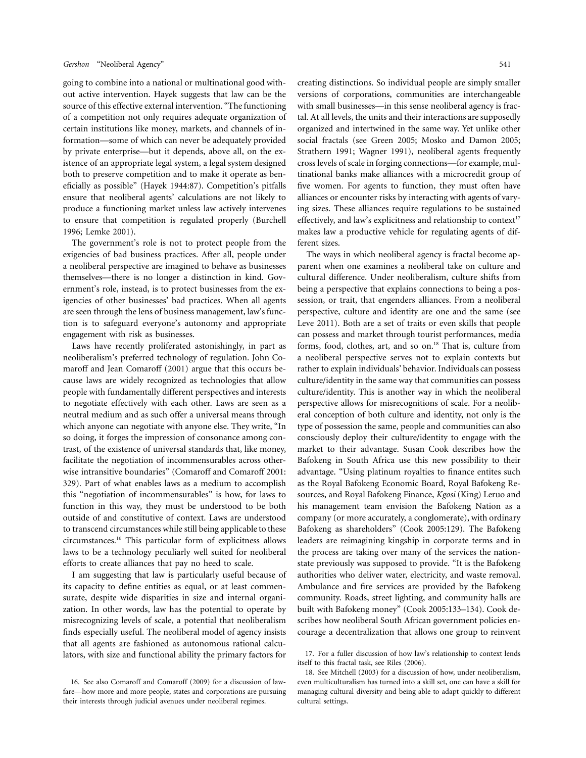going to combine into a national or multinational good without active intervention. Hayek suggests that law can be the source of this effective external intervention. "The functioning of a competition not only requires adequate organization of certain institutions like money, markets, and channels of information—some of which can never be adequately provided by private enterprise—but it depends, above all, on the existence of an appropriate legal system, a legal system designed both to preserve competition and to make it operate as beneficially as possible" (Hayek 1944:87). Competition's pitfalls ensure that neoliberal agents' calculations are not likely to produce a functioning market unless law actively intervenes to ensure that competition is regulated properly (Burchell 1996; Lemke 2001).

The government's role is not to protect people from the exigencies of bad business practices. After all, people under a neoliberal perspective are imagined to behave as businesses themselves—there is no longer a distinction in kind. Government's role, instead, is to protect businesses from the exigencies of other businesses' bad practices. When all agents are seen through the lens of business management, law's function is to safeguard everyone's autonomy and appropriate engagement with risk as businesses.

Laws have recently proliferated astonishingly, in part as neoliberalism's preferred technology of regulation. John Comaroff and Jean Comaroff (2001) argue that this occurs because laws are widely recognized as technologies that allow people with fundamentally different perspectives and interests to negotiate effectively with each other. Laws are seen as a neutral medium and as such offer a universal means through which anyone can negotiate with anyone else. They write, "In so doing, it forges the impression of consonance among contrast, of the existence of universal standards that, like money, facilitate the negotiation of incommensurables across otherwise intransitive boundaries" (Comaroff and Comaroff 2001: 329). Part of what enables laws as a medium to accomplish this "negotiation of incommensurables" is how, for laws to function in this way, they must be understood to be both outside of and constitutive of context. Laws are understood to transcend circumstances while still being applicable to these circumstances.[16] This particular form of explicitness allows laws to be a technology peculiarly well suited for neoliberal efforts to create alliances that pay no heed to scale.

I am suggesting that law is particularly useful because of its capacity to define entities as equal, or at least commensurate, despite wide disparities in size and internal organization. In other words, law has the potential to operate by misrecognizing levels of scale, a potential that neoliberalism finds especially useful. The neoliberal model of agency insists that all agents are fashioned as autonomous rational calculators, with size and functional ability the primary factors for creating distinctions. So individual people are simply smaller versions of corporations, communities are interchangeable with small businesses—in this sense neoliberal agency is fractal. At all levels, the units and their interactions are supposedly organized and intertwined in the same way. Yet unlike other social fractals (see Green 2005; Mosko and Damon 2005; Strathern 1991; Wagner 1991), neoliberal agents frequently cross levels of scale in forging connections—for example, multinational banks make alliances with a microcredit group of five women. For agents to function, they must often have alliances or encounter risks by interacting with agents of varying sizes. These alliances require regulations to be sustained effectively, and law's explicitness and relationship to context[17] makes law a productive vehicle for regulating agents of different sizes.

The ways in which neoliberal agency is fractal become apparent when one examines a neoliberal take on culture and cultural difference. Under neoliberalism, culture shifts from being a perspective that explains connections to being a possession, or trait, that engenders alliances. From a neoliberal perspective, culture and identity are one and the same (see Leve 2011). Both are a set of traits or even skills that people can possess and market through tourist performances, media forms, food, clothes, art, and so on.[18] That is, culture from a neoliberal perspective serves not to explain contexts but rather to explain individuals' behavior. Individuals can possess culture/identity in the same way that communities can possess culture/identity. This is another way in which the neoliberal perspective allows for misrecognitions of scale. For a neoliberal conception of both culture and identity, not only is the type of possession the same, people and communities can also consciously deploy their culture/identity to engage with the market to their advantage. Susan Cook describes how the Bafokeng in South Africa use this new possibility to their advantage. "Using platinum royalties to finance entites such as the Royal Bafokeng Economic Board, Royal Bafokeng Resources, and Royal Bafokeng Finance, *Kgosi* (King) Leruo and his management team envision the Bafokeng Nation as a company (or more accurately, a conglomerate), with ordinary Bafokeng as shareholders" (Cook 2005:129). The Bafokeng leaders are reimagining kingship in corporate terms and in the process are taking over many of the services the nation-state previously was supposed to provide. "It is the Bafokeng authorities who deliver water, electricity, and waste removal. Ambulance and fire services are provided by the Bafokeng community. Roads, street lighting, and community halls are built with Bafokeng money" (Cook 2005:133–134). Cook describes how neoliberal South African government policies encourage a decentralization that allows one group to reinvent

16. See also Comaroff and Comaroff (2009) for a discussion of lawfare—how more and more people, states and corporations are pursuing their interests through judicial avenues under neoliberal regimes.

17. For a fuller discussion of how law's relationship to context lends itself to this fractal task, see Riles (2006).

18. See Mitchell (2003) for a discussion of how, under neoliberalism, even multiculturalism has turned into a skill set, one can have a skill for managing cultural diversity and being able to adapt quickly to different cultural settings.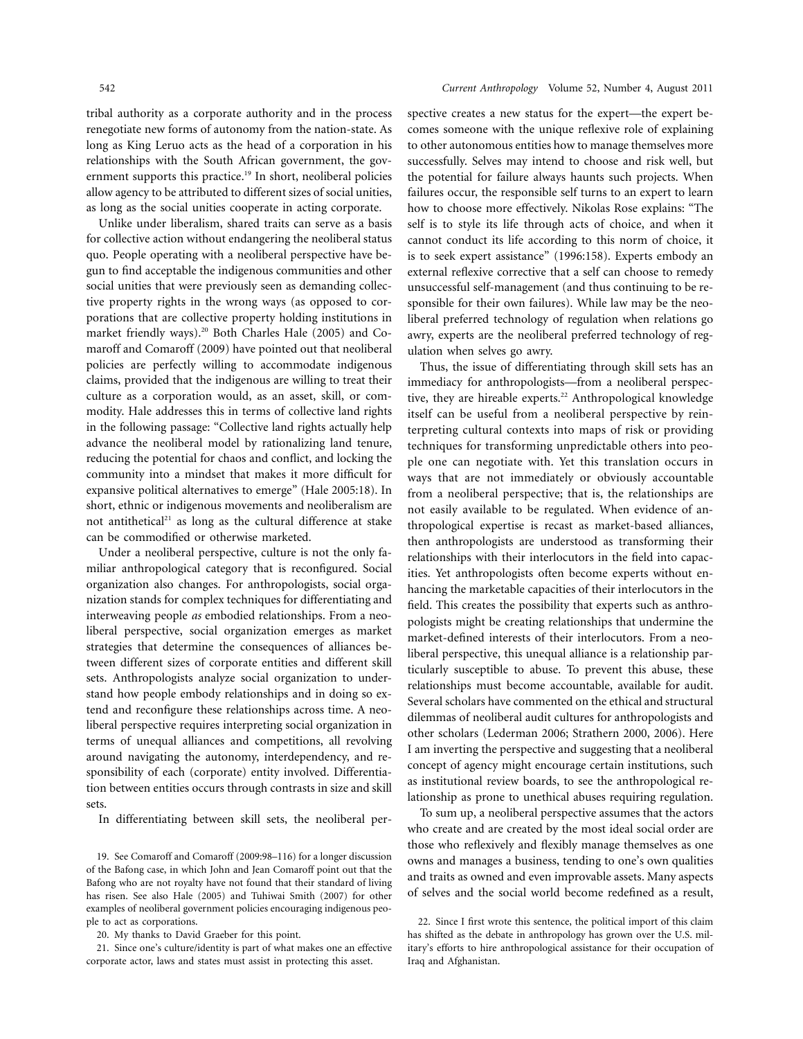tribal authority as a corporate authority and in the process renegotiate new forms of autonomy from the nation-state. As long as King Leruo acts as the head of a corporation in his relationships with the South African government, the government supports this practice.[19] In short, neoliberal policies allow agency to be attributed to different sizes of social unities, as long as the social unities cooperate in acting corporate.

Unlike under liberalism, shared traits can serve as a basis for collective action without endangering the neoliberal status quo. People operating with a neoliberal perspective have begun to find acceptable the indigenous communities and other social unities that were previously seen as demanding collective property rights in the wrong ways (as opposed to corporations that are collective property holding institutions in market friendly ways).[20] Both Charles Hale (2005) and Comaroff and Comaroff (2009) have pointed out that neoliberal policies are perfectly willing to accommodate indigenous claims, provided that the indigenous are willing to treat their culture as a corporation would, as an asset, skill, or commodity. Hale addresses this in terms of collective land rights in the following passage: "Collective land rights actually help advance the neoliberal model by rationalizing land tenure, reducing the potential for chaos and conflict, and locking the community into a mindset that makes it more difficult for expansive political alternatives to emerge" (Hale 2005:18). In short, ethnic or indigenous movements and neoliberalism are not antithetical[21] as long as the cultural difference at stake can be commodified or otherwise marketed.

Under a neoliberal perspective, culture is not the only familiar anthropological category that is reconfigured. Social organization also changes. For anthropologists, social organization stands for complex techniques for differentiating and interweaving people *as* embodied relationships. From a neoliberal perspective, social organization emerges as market strategies that determine the consequences of alliances between different sizes of corporate entities and different skill sets. Anthropologists analyze social organization to understand how people embody relationships and in doing so extend and reconfigure these relationships across time. A neoliberal perspective requires interpreting social organization in terms of unequal alliances and competitions, all revolving around navigating the autonomy, interdependency, and responsibility of each (corporate) entity involved. Differentiation between entities occurs through contrasts in size and skill sets.

In differentiating between skill sets, the neoliberal perspective creates a new status for the expert—the expert becomes someone with the unique reflexive role of explaining to other autonomous entities how to manage themselves more successfully. Selves may intend to choose and risk well, but the potential for failure always haunts such projects. When failures occur, the responsible self turns to an expert to learn how to choose more effectively. Nikolas Rose explains: "The self is to style its life through acts of choice, and when it cannot conduct its life according to this norm of choice, it is to seek expert assistance" (1996:158). Experts embody an external reflexive corrective that a self can choose to remedy unsuccessful self-management (and thus continuing to be responsible for their own failures). While law may be the neoliberal preferred technology of regulation when relations go awry, experts are the neoliberal preferred technology of regulation when selves go awry.

Thus, the issue of differentiating through skill sets has an immediacy for anthropologists—from a neoliberal perspective, they are hireable experts.[22] Anthropological knowledge itself can be useful from a neoliberal perspective by reinterpreting cultural contexts into maps of risk or providing techniques for transforming unpredictable others into people one can negotiate with. Yet this translation occurs in ways that are not immediately or obviously accountable from a neoliberal perspective; that is, the relationships are not easily available to be regulated. When evidence of anthropological expertise is recast as market-based alliances, then anthropologists are understood as transforming their relationships with their interlocutors in the field into capacities. Yet anthropologists often become experts without enhancing the marketable capacities of their interlocutors in the field. This creates the possibility that experts such as anthropologists might be creating relationships that undermine the market-defined interests of their interlocutors. From a neoliberal perspective, this unequal alliance is a relationship particularly susceptible to abuse. To prevent this abuse, these relationships must become accountable, available for audit. Several scholars have commented on the ethical and structural dilemmas of neoliberal audit cultures for anthropologists and other scholars (Lederman 2006; Strathern 2000, 2006). Here I am inverting the perspective and suggesting that a neoliberal concept of agency might encourage certain institutions, such as institutional review boards, to see the anthropological relationship as prone to unethical abuses requiring regulation.

To sum up, a neoliberal perspective assumes that the actors who create and are created by the most ideal social order are those who reflexively and flexibly manage themselves as one owns and manages a business, tending to one's own qualities and traits as owned and even improvable assets. Many aspects of selves and the social world become redefined as a result,

19. See Comaroff and Comaroff (2009:98–116) for a longer discussion of the Bafong case, in which John and Jean Comaroff point out that the Bafong who are not royalty have not found that their standard of living has risen. See also Hale (2005) and Tuhiwai Smith (2007) for other examples of neoliberal government policies encouraging indigenous people to act as corporations.

20. My thanks to David Graeber for this point.

21. Since one's culture/identity is part of what makes one an effective corporate actor, laws and states must assist in protecting this asset.

22. Since I first wrote this sentence, the political import of this claim has shifted as the debate in anthropology has grown over the U.S. military's efforts to hire anthropological assistance for their occupation of Iraq and Afghanistan.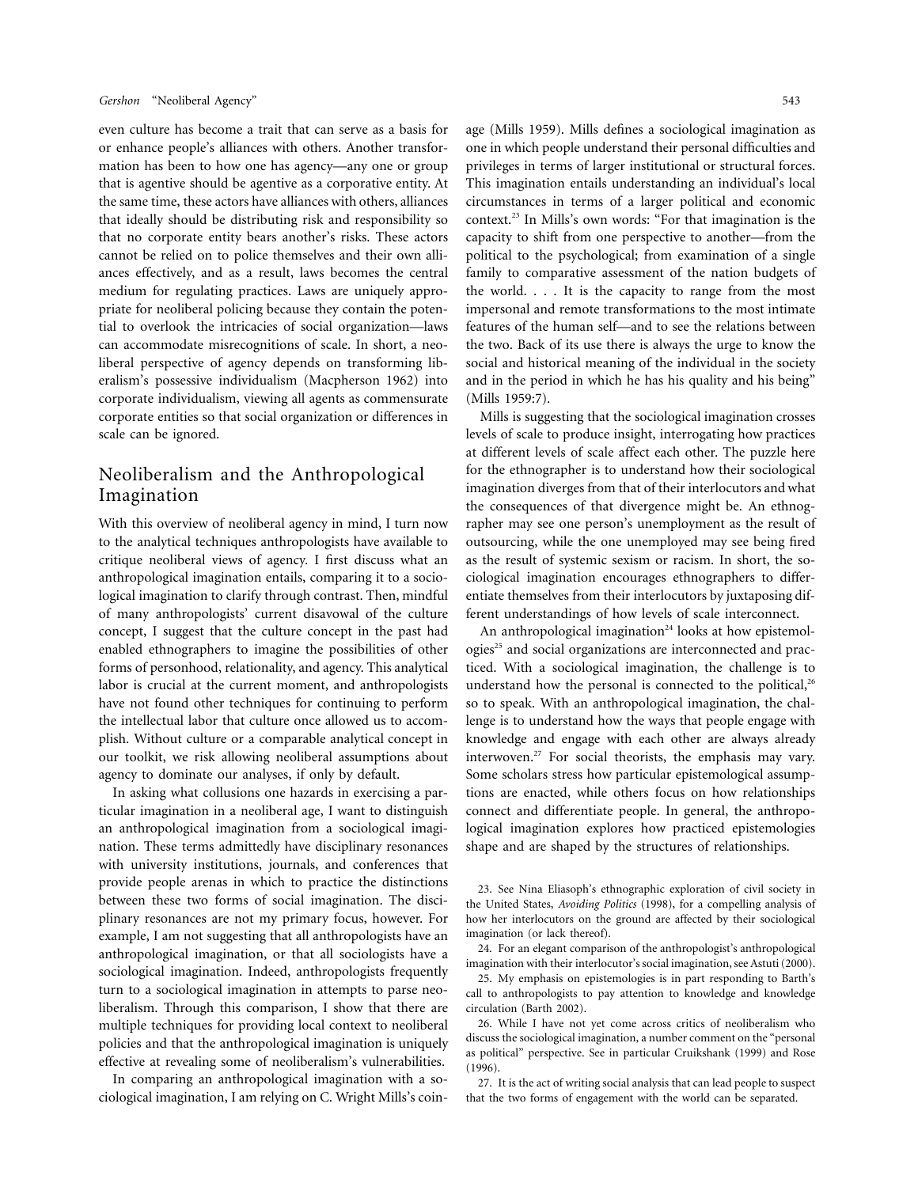even culture has become a trait that can serve as a basis for or enhance people's alliances with others. Another transformation has been to how one has agency—any one or group that is agentive should be agentive as a corporative entity. At the same time, these actors have alliances with others, alliances that ideally should be distributing risk and responsibility so that no corporate entity bears another's risks. These actors cannot be relied on to police themselves and their own alliances effectively, and as a result, laws becomes the central medium for regulating practices. Laws are uniquely appropriate for neoliberal policing because they contain the potential to overlook the intricacies of social organization—laws can accommodate misrecognitions of scale. In short, a neoliberal perspective of agency depends on transforming liberalism's possessive individualism (Macpherson 1962) into corporate individualism, viewing all agents as commensurate corporate entities so that social organization or differences in scale can be ignored.

## Neoliberalism and the Anthropological Imagination

With this overview of neoliberal agency in mind, I turn now to the analytical techniques anthropologists have available to critique neoliberal views of agency. I first discuss what an anthropological imagination entails, comparing it to a sociological imagination to clarify through contrast. Then, mindful of many anthropologists' current disavowal of the culture concept, I suggest that the culture concept in the past had enabled ethnographers to imagine the possibilities of other forms of personhood, relationality, and agency. This analytical labor is crucial at the current moment, and anthropologists have not found other techniques for continuing to perform the intellectual labor that culture once allowed us to accomplish. Without culture or a comparable analytical concept in our toolkit, we risk allowing neoliberal assumptions about agency to dominate our analyses, if only by default.

In asking what collusions one hazards in exercising a particular imagination in a neoliberal age, I want to distinguish an anthropological imagination from a sociological imagination. These terms admittedly have disciplinary resonances with university institutions, journals, and conferences that provide people arenas in which to practice the distinctions between these two forms of social imagination. The disciplinary resonances are not my primary focus, however. For example, I am not suggesting that all anthropologists have an anthropological imagination, or that all sociologists have a sociological imagination. Indeed, anthropologists frequently turn to a sociological imagination in attempts to parse neoliberalism. Through this comparison, I show that there are multiple techniques for providing local context to neoliberal policies and that the anthropological imagination is uniquely effective at revealing some of neoliberalism's vulnerabilities.

In comparing an anthropological imagination with a sociological imagination, I am relying on C. Wright Mills's coinage (Mills 1959). Mills defines a sociological imagination as one in which people understand their personal difficulties and privileges in terms of larger institutional or structural forces. This imagination entails understanding an individual's local circumstances in terms of a larger political and economic context.[23] In Mills's own words: "For that imagination is the capacity to shift from one perspective to another—from the political to the psychological; from examination of a single family to comparative assessment of the nation budgets of the world. . . . It is the capacity to range from the most impersonal and remote transformations to the most intimate features of the human self—and to see the relations between the two. Back of its use there is always the urge to know the social and historical meaning of the individual in the society and in the period in which he has his quality and his being" (Mills 1959:7).

Mills is suggesting that the sociological imagination crosses levels of scale to produce insight, interrogating how practices at different levels of scale affect each other. The puzzle here for the ethnographer is to understand how their sociological imagination diverges from that of their interlocutors and what the consequences of that divergence might be. An ethnographer may see one person's unemployment as the result of outsourcing, while the one unemployed may see being fired as the result of systemic sexism or racism. In short, the sociological imagination encourages ethnographers to differentiate themselves from their interlocutors by juxtaposing different understandings of how levels of scale interconnect.

An anthropological imagination[24] looks at how epistemologies[25] and social organizations are interconnected and practiced. With a sociological imagination, the challenge is to understand how the personal is connected to the political,[26] so to speak. With an anthropological imagination, the challenge is to understand how the ways that people engage with knowledge and engage with each other are always already interwoven.[27] For social theorists, the emphasis may vary. Some scholars stress how particular epistemological assumptions are enacted, while others focus on how relationships connect and differentiate people. In general, the anthropological imagination explores how practiced epistemologies shape and are shaped by the structures of relationships.

23. See Nina Eliasoph's ethnographic exploration of civil society in the United States, *Avoiding Politics* (1998), for a compelling analysis of how her interlocutors on the ground are affected by their sociological imagination (or lack thereof).

24. For an elegant comparison of the anthropologist's anthropological imagination with their interlocutor's social imagination, see Astuti (2000).

25. My emphasis on epistemologies is in part responding to Barth's call to anthropologists to pay attention to knowledge and knowledge circulation (Barth 2002).

26. While I have not yet come across critics of neoliberalism who discuss the sociological imagination, a number comment on the "personal as political" perspective. See in particular Cruikshank (1999) and Rose (1996).

27. It is the act of writing social analysis that can lead people to suspect that the two forms of engagement with the world can be separated.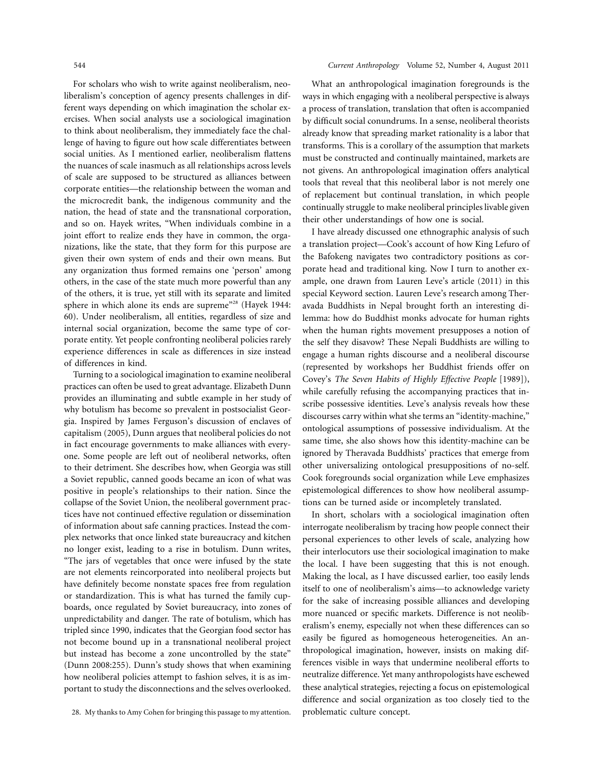For scholars who wish to write against neoliberalism, neoliberalism's conception of agency presents challenges in different ways depending on which imagination the scholar exercises. When social analysts use a sociological imagination to think about neoliberalism, they immediately face the challenge of having to figure out how scale differentiates between social unities. As I mentioned earlier, neoliberalism flattens the nuances of scale inasmuch as all relationships across levels of scale are supposed to be structured as alliances between corporate entities—the relationship between the woman and the microcredit bank, the indigenous community and the nation, the head of state and the transnational corporation, and so on. Hayek writes, "When individuals combine in a joint effort to realize ends they have in common, the organizations, like the state, that they form for this purpose are given their own system of ends and their own means. But any organization thus formed remains one 'person' among others, in the case of the state much more powerful than any of the others, it is true, yet still with its separate and limited sphere in which alone its ends are supreme"[28] (Hayek 1944: 60). Under neoliberalism, all entities, regardless of size and internal social organization, become the same type of corporate entity. Yet people confronting neoliberal policies rarely experience differences in scale as differences in size instead of differences in kind.

Turning to a sociological imagination to examine neoliberal practices can often be used to great advantage. Elizabeth Dunn provides an illuminating and subtle example in her study of why botulism has become so prevalent in postsocialist Georgia. Inspired by James Ferguson's discussion of enclaves of capitalism (2005), Dunn argues that neoliberal policies do not in fact encourage governments to make alliances with everyone. Some people are left out of neoliberal networks, often to their detriment. She describes how, when Georgia was still a Soviet republic, canned goods became an icon of what was positive in people's relationships to their nation. Since the collapse of the Soviet Union, the neoliberal government practices have not continued effective regulation or dissemination of information about safe canning practices. Instead the complex networks that once linked state bureaucracy and kitchen no longer exist, leading to a rise in botulism. Dunn writes, "The jars of vegetables that once were infused by the state are not elements reincorporated into neoliberal projects but have definitely become nonstate spaces free from regulation or standardization. This is what has turned the family cupboards, once regulated by Soviet bureaucracy, into zones of unpredictability and danger. The rate of botulism, which has tripled since 1990, indicates that the Georgian food sector has not become bound up in a transnational neoliberal project but instead has become a zone uncontrolled by the state" (Dunn 2008:255). Dunn's study shows that when examining how neoliberal policies attempt to fashion selves, it is as important to study the disconnections and the selves overlooked.

What an anthropological imagination foregrounds is the ways in which engaging with a neoliberal perspective is always a process of translation, translation that often is accompanied by difficult social conundrums. In a sense, neoliberal theorists already know that spreading market rationality is a labor that transforms. This is a corollary of the assumption that markets must be constructed and continually maintained, markets are not givens. An anthropological imagination offers analytical tools that reveal that this neoliberal labor is not merely one of replacement but continual translation, in which people continually struggle to make neoliberal principles livable given their other understandings of how one is social.

I have already discussed one ethnographic analysis of such a translation project—Cook's account of how King Lefuro of the Bafokeng navigates two contradictory positions as corporate head and traditional king. Now I turn to another example, one drawn from Lauren Leve's article (2011) in this special Keyword section. Lauren Leve's research among Theravada Buddhists in Nepal brought forth an interesting dilemma: how do Buddhist monks advocate for human rights when the human rights movement presupposes a notion of the self they disavow? These Nepali Buddhists are willing to engage a human rights discourse and a neoliberal discourse (represented by workshops her Buddhist friends offer on Covey's *The Seven Habits of Highly Effective People* [1989]), while carefully refusing the accompanying practices that inscribe possessive identities. Leve's analysis reveals how these discourses carry within what she terms an "identity-machine," ontological assumptions of possessive individualism. At the same time, she also shows how this identity-machine can be ignored by Theravada Buddhists' practices that emerge from other universalizing ontological presuppositions of no-self. Cook foregrounds social organization while Leve emphasizes epistemological differences to show how neoliberal assumptions can be turned aside or incompletely translated.

In short, scholars with a sociological imagination often interrogate neoliberalism by tracing how people connect their personal experiences to other levels of scale, analyzing how their interlocutors use their sociological imagination to make the local. I have been suggesting that this is not enough. Making the local, as I have discussed earlier, too easily lends itself to one of neoliberalism's aims—to acknowledge variety for the sake of increasing possible alliances and developing more nuanced or specific markets. Difference is not neoliberalism's enemy, especially not when these differences can so easily be figured as homogeneous heterogeneities. An anthropological imagination, however, insists on making differences visible in ways that undermine neoliberal efforts to neutralize difference. Yet many anthropologists have eschewed these analytical strategies, rejecting a focus on epistemological difference and social organization as too closely tied to the problematic culture concept.

28. My thanks to Amy Cohen for bringing this passage to my attention.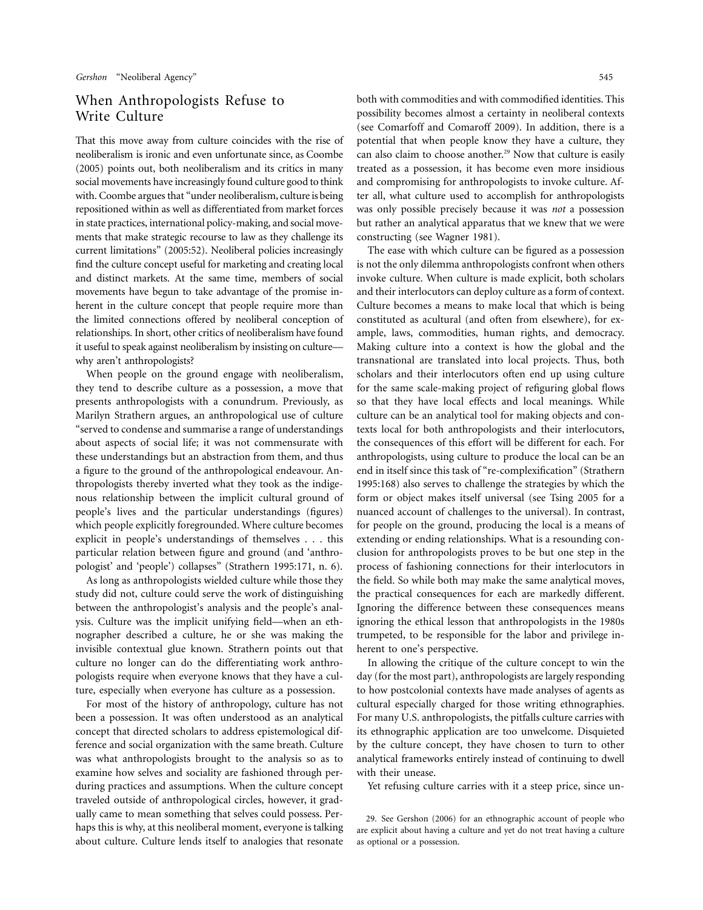## When Anthropologists Refuse to Write Culture

That this move away from culture coincides with the rise of neoliberalism is ironic and even unfortunate since, as Coombe (2005) points out, both neoliberalism and its critics in many social movements have increasingly found culture good to think with. Coombe argues that "under neoliberalism, culture is being repositioned within as well as differentiated from market forces in state practices, international policy-making, and social movements that make strategic recourse to law as they challenge its current limitations" (2005:52). Neoliberal policies increasingly find the culture concept useful for marketing and creating local and distinct markets. At the same time, members of social movements have begun to take advantage of the promise inherent in the culture concept that people require more than the limited connections offered by neoliberal conception of relationships. In short, other critics of neoliberalism have found it useful to speak against neoliberalism by insisting on culture—why aren't anthropologists?

When people on the ground engage with neoliberalism, they tend to describe culture as a possession, a move that presents anthropologists with a conundrum. Previously, as Marilyn Strathern argues, an anthropological use of culture "served to condense and summarise a range of understandings about aspects of social life; it was not commensurate with these understandings but an abstraction from them, and thus a figure to the ground of the anthropological endeavour. Anthropologists thereby inverted what they took as the indigenous relationship between the implicit cultural ground of people's lives and the particular understandings (figures) which people explicitly foregrounded. Where culture becomes explicit in people's understandings of themselves . . . this particular relation between figure and ground (and 'anthropologist' and 'people') collapses" (Strathern 1995:171, n. 6).

As long as anthropologists wielded culture while those they study did not, culture could serve the work of distinguishing between the anthropologist's analysis and the people's analysis. Culture was the implicit unifying field—when an ethnographer described a culture, he or she was making the invisible contextual glue known. Strathern points out that culture no longer can do the differentiating work anthropologists require when everyone knows that they have a culture, especially when everyone has culture as a possession.

For most of the history of anthropology, culture has not been a possession. It was often understood as an analytical concept that directed scholars to address epistemological difference and social organization with the same breath. Culture was what anthropologists brought to the analysis so as to examine how selves and sociality are fashioned through perduring practices and assumptions. When the culture concept traveled outside of anthropological circles, however, it gradually came to mean something that selves could possess. Perhaps this is why, at this neoliberal moment, everyone is talking about culture. Culture lends itself to analogies that resonate both with commodities and with commodified identities. This possibility becomes almost a certainty in neoliberal contexts (see Comarfoff and Comaroff 2009). In addition, there is a potential that when people know they have a culture, they can also claim to choose another.[29] Now that culture is easily treated as a possession, it has become even more insidious and compromising for anthropologists to invoke culture. After all, what culture used to accomplish for anthropologists was only possible precisely because it was *not* a possession but rather an analytical apparatus that we knew that we were constructing (see Wagner 1981).

The ease with which culture can be figured as a possession is not the only dilemma anthropologists confront when others invoke culture. When culture is made explicit, both scholars and their interlocutors can deploy culture as a form of context. Culture becomes a means to make local that which is being constituted as acultural (and often from elsewhere), for example, laws, commodities, human rights, and democracy. Making culture into a context is how the global and the transnational are translated into local projects. Thus, both scholars and their interlocutors often end up using culture for the same scale-making project of refiguring global flows so that they have local effects and local meanings. While culture can be an analytical tool for making objects and contexts local for both anthropologists and their interlocutors, the consequences of this effort will be different for each. For anthropologists, using culture to produce the local can be an end in itself since this task of "re-complexification" (Strathern 1995:168) also serves to challenge the strategies by which the form or object makes itself universal (see Tsing 2005 for a nuanced account of challenges to the universal). In contrast, for people on the ground, producing the local is a means of extending or ending relationships. What is a resounding conclusion for anthropologists proves to be but one step in the process of fashioning connections for their interlocutors in the field. So while both may make the same analytical moves, the practical consequences for each are markedly different. Ignoring the difference between these consequences means ignoring the ethical lesson that anthropologists in the 1980s trumpeted, to be responsible for the labor and privilege inherent to one's perspective.

In allowing the critique of the culture concept to win the day (for the most part), anthropologists are largely responding to how postcolonial contexts have made analyses of agents as cultural especially charged for those writing ethnographies. For many U.S. anthropologists, the pitfalls culture carries with its ethnographic application are too unwelcome. Disquieted by the culture concept, they have chosen to turn to other analytical frameworks entirely instead of continuing to dwell with their unease.

Yet refusing culture carries with it a steep price, since un-

29. See Gershon (2006) for an ethnographic account of people who are explicit about having a culture and yet do not treat having a culture as optional or a possession.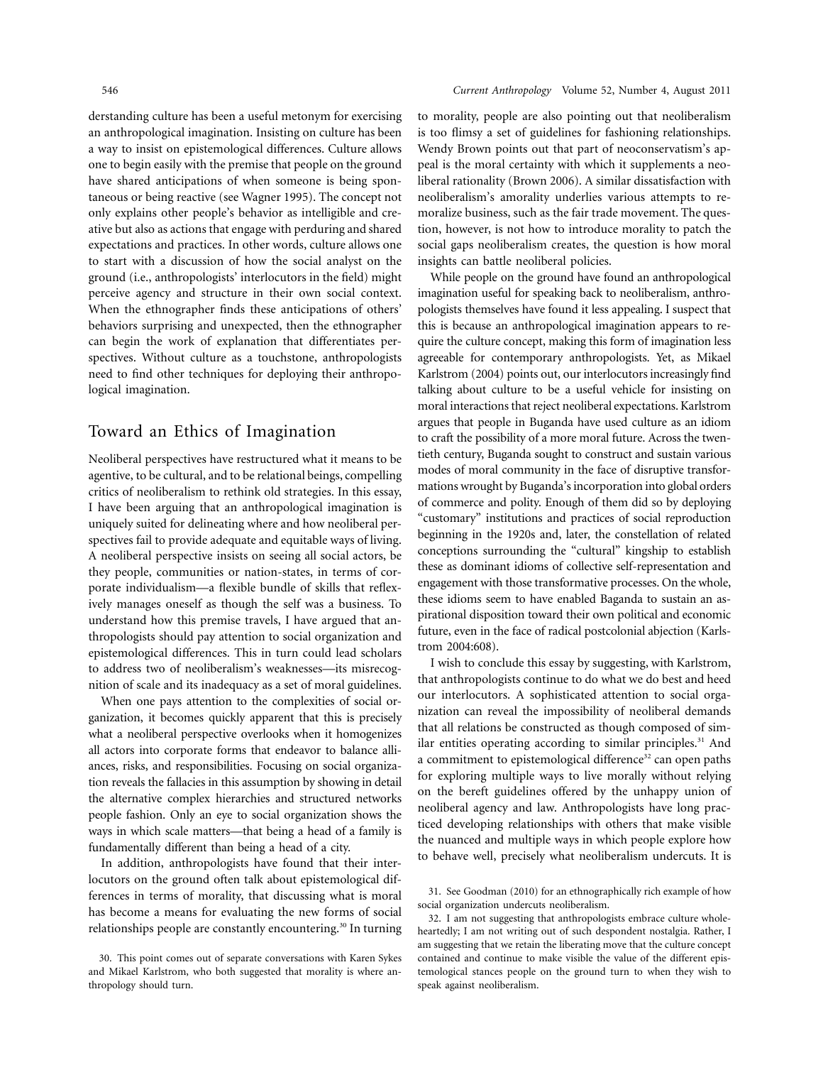derstanding culture has been a useful metonym for exercising an anthropological imagination. Insisting on culture has been a way to insist on epistemological differences. Culture allows one to begin easily with the premise that people on the ground have shared anticipations of when someone is being spontaneous or being reactive (see Wagner 1995). The concept not only explains other people's behavior as intelligible and creative but also as actions that engage with perduring and shared expectations and practices. In other words, culture allows one to start with a discussion of how the social analyst on the ground (i.e., anthropologists' interlocutors in the field) might perceive agency and structure in their own social context. When the ethnographer finds these anticipations of others' behaviors surprising and unexpected, then the ethnographer can begin the work of explanation that differentiates perspectives. Without culture as a touchstone, anthropologists need to find other techniques for deploying their anthropological imagination.

## Toward an Ethics of Imagination

Neoliberal perspectives have restructured what it means to be agentive, to be cultural, and to be relational beings, compelling critics of neoliberalism to rethink old strategies. In this essay, I have been arguing that an anthropological imagination is uniquely suited for delineating where and how neoliberal perspectives fail to provide adequate and equitable ways of living. A neoliberal perspective insists on seeing all social actors, be they people, communities or nation-states, in terms of corporate individualism—a flexible bundle of skills that reflexively manages oneself as though the self was a business. To understand how this premise travels, I have argued that anthropologists should pay attention to social organization and epistemological differences. This in turn could lead scholars to address two of neoliberalism's weaknesses—its misrecognition of scale and its inadequacy as a set of moral guidelines.

When one pays attention to the complexities of social organization, it becomes quickly apparent that this is precisely what a neoliberal perspective overlooks when it homogenizes all actors into corporate forms that endeavor to balance alliances, risks, and responsibilities. Focusing on social organization reveals the fallacies in this assumption by showing in detail the alternative complex hierarchies and structured networks people fashion. Only an eye to social organization shows the ways in which scale matters—that being a head of a family is fundamentally different than being a head of a city.

In addition, anthropologists have found that their interlocutors on the ground often talk about epistemological differences in terms of morality, that discussing what is moral has become a means for evaluating the new forms of social relationships people are constantly encountering.[30] In turning to morality, people are also pointing out that neoliberalism is too flimsy a set of guidelines for fashioning relationships. Wendy Brown points out that part of neoconservatism's appeal is the moral certainty with which it supplements a neoliberal rationality (Brown 2006). A similar dissatisfaction with neoliberalism's amorality underlies various attempts to remoralize business, such as the fair trade movement. The question, however, is not how to introduce morality to patch the social gaps neoliberalism creates, the question is how moral insights can battle neoliberal policies.

While people on the ground have found an anthropological imagination useful for speaking back to neoliberalism, anthropologists themselves have found it less appealing. I suspect that this is because an anthropological imagination appears to require the culture concept, making this form of imagination less agreeable for contemporary anthropologists. Yet, as Mikael Karlstrom (2004) points out, our interlocutors increasingly find talking about culture to be a useful vehicle for insisting on moral interactions that reject neoliberal expectations. Karlstrom argues that people in Buganda have used culture as an idiom to craft the possibility of a more moral future. Across the twentieth century, Buganda sought to construct and sustain various modes of moral community in the face of disruptive transformations wrought by Buganda's incorporation into global orders of commerce and polity. Enough of them did so by deploying "customary" institutions and practices of social reproduction beginning in the 1920s and, later, the constellation of related conceptions surrounding the "cultural" kingship to establish these as dominant idioms of collective self-representation and engagement with those transformative processes. On the whole, these idioms seem to have enabled Baganda to sustain an aspirational disposition toward their own political and economic future, even in the face of radical postcolonial abjection (Karlstrom 2004:608).

I wish to conclude this essay by suggesting, with Karlstrom, that anthropologists continue to do what we do best and heed our interlocutors. A sophisticated attention to social organization can reveal the impossibility of neoliberal demands that all relations be constructed as though composed of similar entities operating according to similar principles.[31] And a commitment to epistemological difference[32] can open paths for exploring multiple ways to live morally without relying on the bereft guidelines offered by the unhappy union of neoliberal agency and law. Anthropologists have long practiced developing relationships with others that make visible the nuanced and multiple ways in which people explore how to behave well, precisely what neoliberalism undercuts. It is

30. This point comes out of separate conversations with Karen Sykes and Mikael Karlstrom, who both suggested that morality is where anthropology should turn.

31. See Goodman (2010) for an ethnographically rich example of how social organization undercuts neoliberalism.

32. I am not suggesting that anthropologists embrace culture wholeheartedly; I am not writing out of such despondent nostalgia. Rather, I am suggesting that we retain the liberating move that the culture concept contained and continue to make visible the value of the different epistemological stances people on the ground turn to when they wish to speak against neoliberalism.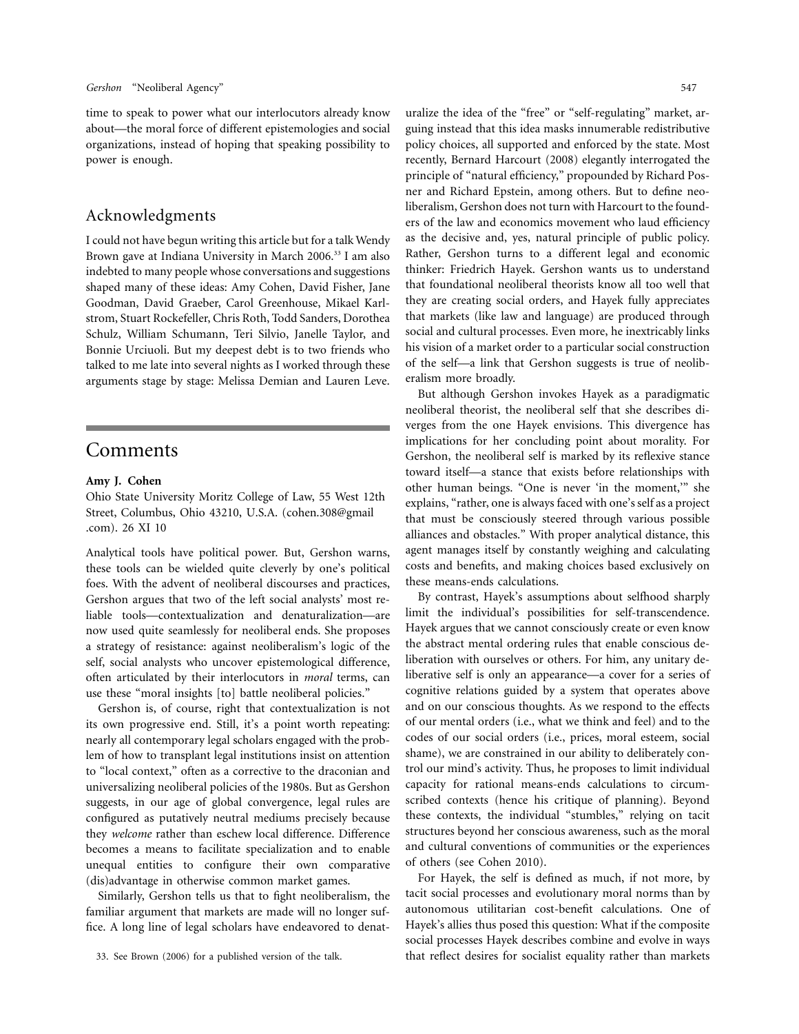time to speak to power what our interlocutors already know about—the moral force of different epistemologies and social organizations, instead of hoping that speaking possibility to power is enough.

## Acknowledgments

I could not have begun writing this article but for a talk Wendy Brown gave at Indiana University in March 2006.[33] I am also indebted to many people whose conversations and suggestions shaped many of these ideas: Amy Cohen, David Fisher, Jane Goodman, David Graeber, Carol Greenhouse, Mikael Karlstrom, Stuart Rockefeller, Chris Roth, Todd Sanders, Dorothea Schulz, William Schumann, Teri Silvio, Janelle Taylor, and Bonnie Urciuoli. But my deepest debt is to two friends who talked to me late into several nights as I worked through these arguments stage by stage: Melissa Demian and Lauren Leve.

# Comments

**Amy J. Cohen**

Ohio State University Moritz College of Law, 55 West 12th Street, Columbus, Ohio 43210, U.S.A. (cohen.308@gmail.com). 26 XI 10

Analytical tools have political power. But, Gershon warns, these tools can be wielded quite cleverly by one's political foes. With the advent of neoliberal discourses and practices, Gershon argues that two of the left social analysts' most reliable tools—contextualization and denaturalization—are now used quite seamlessly for neoliberal ends. She proposes a strategy of resistance: against neoliberalism's logic of the self, social analysts who uncover epistemological difference, often articulated by their interlocutors in *moral* terms, can use these "moral insights [to] battle neoliberal policies."

Gershon is, of course, right that contextualization is not its own progressive end. Still, it's a point worth repeating: nearly all contemporary legal scholars engaged with the problem of how to transplant legal institutions insist on attention to "local context," often as a corrective to the draconian and universalizing neoliberal policies of the 1980s. But as Gershon suggests, in our age of global convergence, legal rules are configured as putatively neutral mediums precisely because they *welcome* rather than eschew local difference. Difference becomes a means to facilitate specialization and to enable unequal entities to configure their own comparative (dis)advantage in otherwise common market games.

Similarly, Gershon tells us that to fight neoliberalism, the familiar argument that markets are made will no longer suffice. A long line of legal scholars have endeavored to denaturalize the idea of the "free" or "self-regulating" market, arguing instead that this idea masks innumerable redistributive policy choices, all supported and enforced by the state. Most recently, Bernard Harcourt (2008) elegantly interrogated the principle of "natural efficiency," propounded by Richard Posner and Richard Epstein, among others. But to define neoliberalism, Gershon does not turn with Harcourt to the founders of the law and economics movement who laud efficiency as the decisive and, yes, natural principle of public policy. Rather, Gershon turns to a different legal and economic thinker: Friedrich Hayek. Gershon wants us to understand that foundational neoliberal theorists know all too well that they are creating social orders, and Hayek fully appreciates that markets (like law and language) are produced through social and cultural processes. Even more, he inextricably links his vision of a market order to a particular social construction of the self—a link that Gershon suggests is true of neoliberalism more broadly.

But although Gershon invokes Hayek as a paradigmatic neoliberal theorist, the neoliberal self that she describes diverges from the one Hayek envisions. This divergence has implications for her concluding point about morality. For Gershon, the neoliberal self is marked by its reflexive stance toward itself—a stance that exists before relationships with other human beings. "One is never 'in the moment,'" she explains, "rather, one is always faced with one's self as a project that must be consciously steered through various possible alliances and obstacles." With proper analytical distance, this agent manages itself by constantly weighing and calculating costs and benefits, and making choices based exclusively on these means-ends calculations.

By contrast, Hayek's assumptions about selfhood sharply limit the individual's possibilities for self-transcendence. Hayek argues that we cannot consciously create or even know the abstract mental ordering rules that enable conscious deliberation with ourselves or others. For him, any unitary deliberative self is only an appearance—a cover for a series of cognitive relations guided by a system that operates above and on our conscious thoughts. As we respond to the effects of our mental orders (i.e., what we think and feel) and to the codes of our social orders (i.e., prices, moral esteem, social shame), we are constrained in our ability to deliberately control our mind's activity. Thus, he proposes to limit individual capacity for rational means-ends calculations to circumscribed contexts (hence his critique of planning). Beyond these contexts, the individual "stumbles," relying on tacit structures beyond her conscious awareness, such as the moral and cultural conventions of communities or the experiences of others (see Cohen 2010).

For Hayek, the self is defined as much, if not more, by tacit social processes and evolutionary moral norms than by autonomous utilitarian cost-benefit calculations. One of Hayek's allies thus posed this question: What if the composite social processes Hayek describes combine and evolve in ways that reflect desires for socialist equality rather than markets

33. See Brown (2006) for a published version of the talk.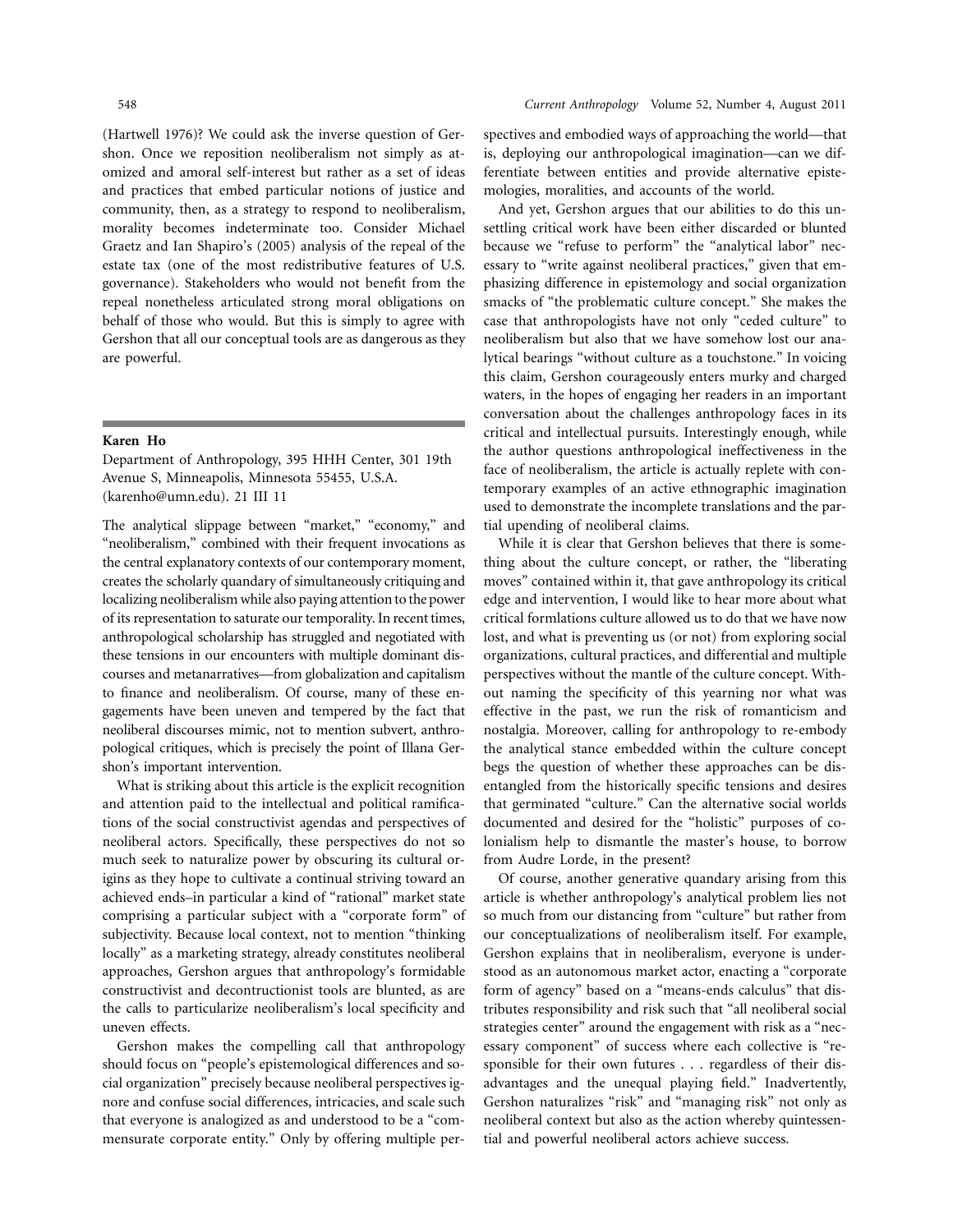(Hartwell 1976)? We could ask the inverse question of Gershon. Once we reposition neoliberalism not simply as atomized and amoral self-interest but rather as a set of ideas and practices that embed particular notions of justice and community, then, as a strategy to respond to neoliberalism, morality becomes indeterminate too. Consider Michael Graetz and Ian Shapiro's (2005) analysis of the repeal of the estate tax (one of the most redistributive features of U.S. governance). Stakeholders who would not benefit from the repeal nonetheless articulated strong moral obligations on behalf of those who would. But this is simply to agree with Gershon that all our conceptual tools are as dangerous as they are powerful.

**Karen Ho**

Department of Anthropology, 395 HHH Center, 301 19th Avenue S, Minneapolis, Minnesota 55455, U.S.A. (karenho@umn.edu). 21 III 11

The analytical slippage between "market," "economy," and "neoliberalism," combined with their frequent invocations as the central explanatory contexts of our contemporary moment, creates the scholarly quandary of simultaneously critiquing and localizing neoliberalism while also paying attention to the power of its representation to saturate our temporality. In recent times, anthropological scholarship has struggled and negotiated with these tensions in our encounters with multiple dominant discourses and metanarratives—from globalization and capitalism to finance and neoliberalism. Of course, many of these engagements have been uneven and tempered by the fact that neoliberal discourses mimic, not to mention subvert, anthropological critiques, which is precisely the point of Illana Gershon's important intervention.

What is striking about this article is the explicit recognition and attention paid to the intellectual and political ramifications of the social constructivist agendas and perspectives of neoliberal actors. Specifically, these perspectives do not so much seek to naturalize power by obscuring its cultural origins as they hope to cultivate a continual striving toward an achieved ends–in particular a kind of "rational" market state comprising a particular subject with a "corporate form" of subjectivity. Because local context, not to mention "thinking locally" as a marketing strategy, already constitutes neoliberal approaches, Gershon argues that anthropology's formidable constructivist and decontructionist tools are blunted, as are the calls to particularize neoliberalism's local specificity and uneven effects.

Gershon makes the compelling call that anthropology should focus on "people's epistemological differences and social organization" precisely because neoliberal perspectives ignore and confuse social differences, intricacies, and scale such that everyone is analogized as and understood to be a "commensurate corporate entity." Only by offering multiple perspectives and embodied ways of approaching the world—that is, deploying our anthropological imagination—can we differentiate between entities and provide alternative epistemologies, moralities, and accounts of the world.

And yet, Gershon argues that our abilities to do this unsettling critical work have been either discarded or blunted because we "refuse to perform" the "analytical labor" necessary to "write against neoliberal practices," given that emphasizing difference in epistemology and social organization smacks of "the problematic culture concept." She makes the case that anthropologists have not only "ceded culture" to neoliberalism but also that we have somehow lost our analytical bearings "without culture as a touchstone." In voicing this claim, Gershon courageously enters murky and charged waters, in the hopes of engaging her readers in an important conversation about the challenges anthropology faces in its critical and intellectual pursuits. Interestingly enough, while the author questions anthropological ineffectiveness in the face of neoliberalism, the article is actually replete with contemporary examples of an active ethnographic imagination used to demonstrate the incomplete translations and the partial upending of neoliberal claims.

While it is clear that Gershon believes that there is something about the culture concept, or rather, the "liberating moves" contained within it, that gave anthropology its critical edge and intervention, I would like to hear more about what critical formlations culture allowed us to do that we have now lost, and what is preventing us (or not) from exploring social organizations, cultural practices, and differential and multiple perspectives without the mantle of the culture concept. Without naming the specificity of this yearning nor what was effective in the past, we run the risk of romanticism and nostalgia. Moreover, calling for anthropology to re-embody the analytical stance embedded within the culture concept begs the question of whether these approaches can be disentangled from the historically specific tensions and desires that germinated "culture." Can the alternative social worlds documented and desired for the "holistic" purposes of colonialism help to dismantle the master's house, to borrow from Audre Lorde, in the present?

Of course, another generative quandary arising from this article is whether anthropology's analytical problem lies not so much from our distancing from "culture" but rather from our conceptualizations of neoliberalism itself. For example, Gershon explains that in neoliberalism, everyone is understood as an autonomous market actor, enacting a "corporate form of agency" based on a "means-ends calculus" that distributes responsibility and risk such that "all neoliberal social strategies center" around the engagement with risk as a "necessary component" of success where each collective is "responsible for their own futures . . . regardless of their disadvantages and the unequal playing field." Inadvertently, Gershon naturalizes "risk" and "managing risk" not only as neoliberal context but also as the action whereby quintessential and powerful neoliberal actors achieve success.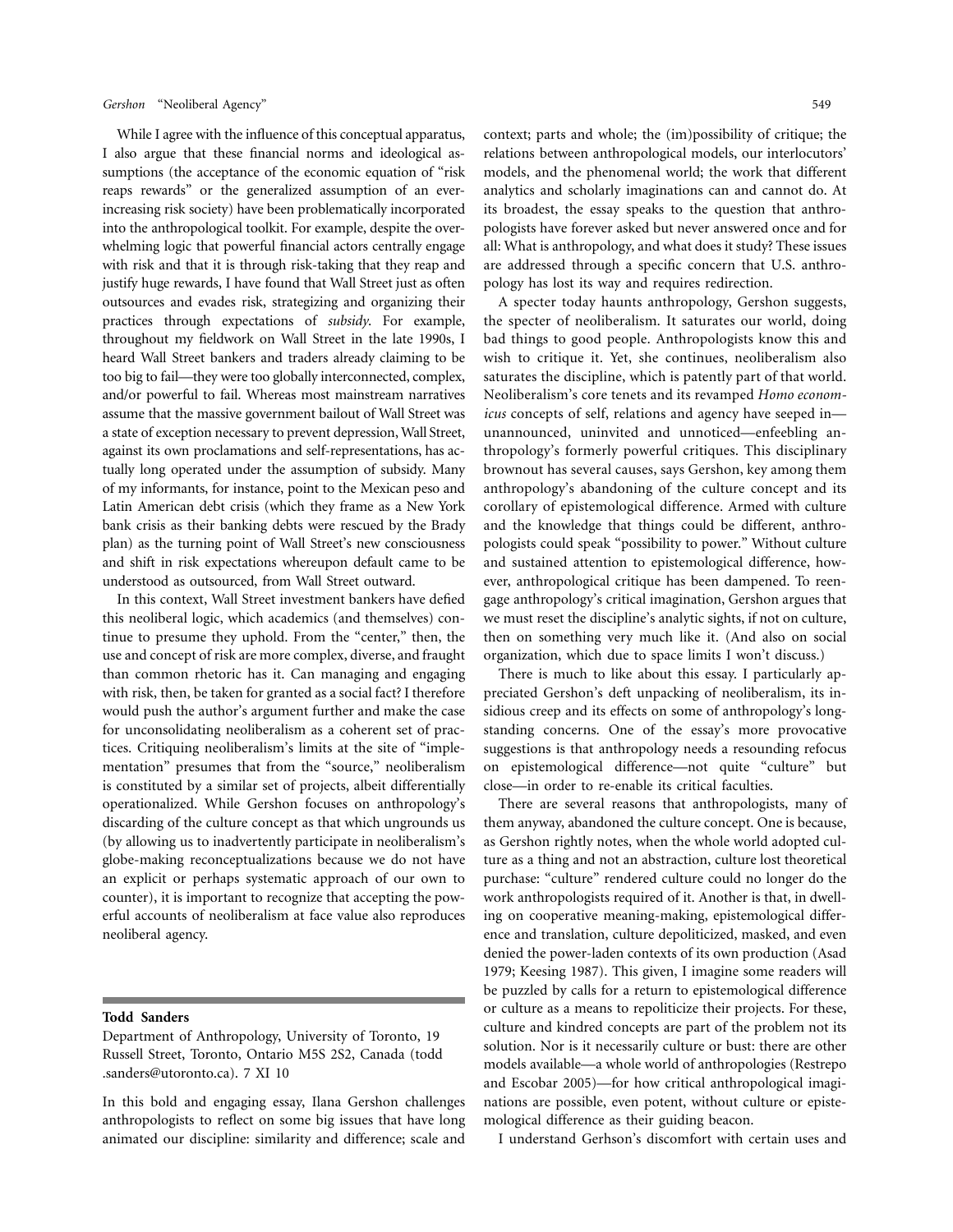While I agree with the influence of this conceptual apparatus, I also argue that these financial norms and ideological assumptions (the acceptance of the economic equation of "risk reaps rewards" or the generalized assumption of an ever-increasing risk society) have been problematically incorporated into the anthropological toolkit. For example, despite the overwhelming logic that powerful financial actors centrally engage with risk and that it is through risk-taking that they reap and justify huge rewards, I have found that Wall Street just as often outsources and evades risk, strategizing and organizing their practices through expectations of *subsidy*. For example, throughout my fieldwork on Wall Street in the late 1990s, I heard Wall Street bankers and traders already claiming to be too big to fail—they were too globally interconnected, complex, and/or powerful to fail. Whereas most mainstream narratives assume that the massive government bailout of Wall Street was a state of exception necessary to prevent depression, Wall Street, against its own proclamations and self-representations, has actually long operated under the assumption of subsidy. Many of my informants, for instance, point to the Mexican peso and Latin American debt crisis (which they frame as a New York bank crisis as their banking debts were rescued by the Brady plan) as the turning point of Wall Street's new consciousness and shift in risk expectations whereupon default came to be understood as outsourced, from Wall Street outward.

In this context, Wall Street investment bankers have defied this neoliberal logic, which academics (and themselves) continue to presume they uphold. From the "center," then, the use and concept of risk are more complex, diverse, and fraught than common rhetoric has it. Can managing and engaging with risk, then, be taken for granted as a social fact? I therefore would push the author's argument further and make the case for unconsolidating neoliberalism as a coherent set of practices. Critiquing neoliberalism's limits at the site of "implementation" presumes that from the "source," neoliberalism is constituted by a similar set of projects, albeit differentially operationalized. While Gershon focuses on anthropology's discarding of the culture concept as that which ungrounds us (by allowing us to inadvertently participate in neoliberalism's globe-making reconceptualizations because we do not have an explicit or perhaps systematic approach of our own to counter), it is important to recognize that accepting the powerful accounts of neoliberalism at face value also reproduces neoliberal agency.

**Todd Sanders**

Department of Anthropology, University of Toronto, 19 Russell Street, Toronto, Ontario M5S 2S2, Canada (todd .sanders@utoronto.ca). 7 XI 10

In this bold and engaging essay, Ilana Gershon challenges anthropologists to reflect on some big issues that have long animated our discipline: similarity and difference; scale and context; parts and whole; the (im)possibility of critique; the relations between anthropological models, our interlocutors' models, and the phenomenal world; the work that different analytics and scholarly imaginations can and cannot do. At its broadest, the essay speaks to the question that anthropologists have forever asked but never answered once and for all: What is anthropology, and what does it study? These issues are addressed through a specific concern that U.S. anthropology has lost its way and requires redirection.

A specter today haunts anthropology, Gershon suggests, the specter of neoliberalism. It saturates our world, doing bad things to good people. Anthropologists know this and wish to critique it. Yet, she continues, neoliberalism also saturates the discipline, which is patently part of that world. Neoliberalism's core tenets and its revamped *Homo economicus* concepts of self, relations and agency have seeped in—unannounced, uninvited and unnoticed—enfeebling anthropology's formerly powerful critiques. This disciplinary brownout has several causes, says Gershon, key among them anthropology's abandoning of the culture concept and its corollary of epistemological difference. Armed with culture and the knowledge that things could be different, anthropologists could speak "possibility to power." Without culture and sustained attention to epistemological difference, however, anthropological critique has been dampened. To reengage anthropology's critical imagination, Gershon argues that we must reset the discipline's analytic sights, if not on culture, then on something very much like it. (And also on social organization, which due to space limits I won't discuss.)

There is much to like about this essay. I particularly appreciated Gershon's deft unpacking of neoliberalism, its insidious creep and its effects on some of anthropology's longstanding concerns. One of the essay's more provocative suggestions is that anthropology needs a resounding refocus on epistemological difference—not quite "culture" but close—in order to re-enable its critical faculties.

There are several reasons that anthropologists, many of them anyway, abandoned the culture concept. One is because, as Gershon rightly notes, when the whole world adopted culture as a thing and not an abstraction, culture lost theoretical purchase: "culture" rendered culture could no longer do the work anthropologists required of it. Another is that, in dwelling on cooperative meaning-making, epistemological difference and translation, culture depoliticized, masked, and even denied the power-laden contexts of its own production (Asad 1979; Keesing 1987). This given, I imagine some readers will be puzzled by calls for a return to epistemological difference or culture as a means to repoliticize their projects. For these, culture and kindred concepts are part of the problem not its solution. Nor is it necessarily culture or bust: there are other models available—a whole world of anthropologies (Restrepo and Escobar 2005)—for how critical anthropological imaginations are possible, even potent, without culture or epistemological difference as their guiding beacon.

I understand Gerhson's discomfort with certain uses and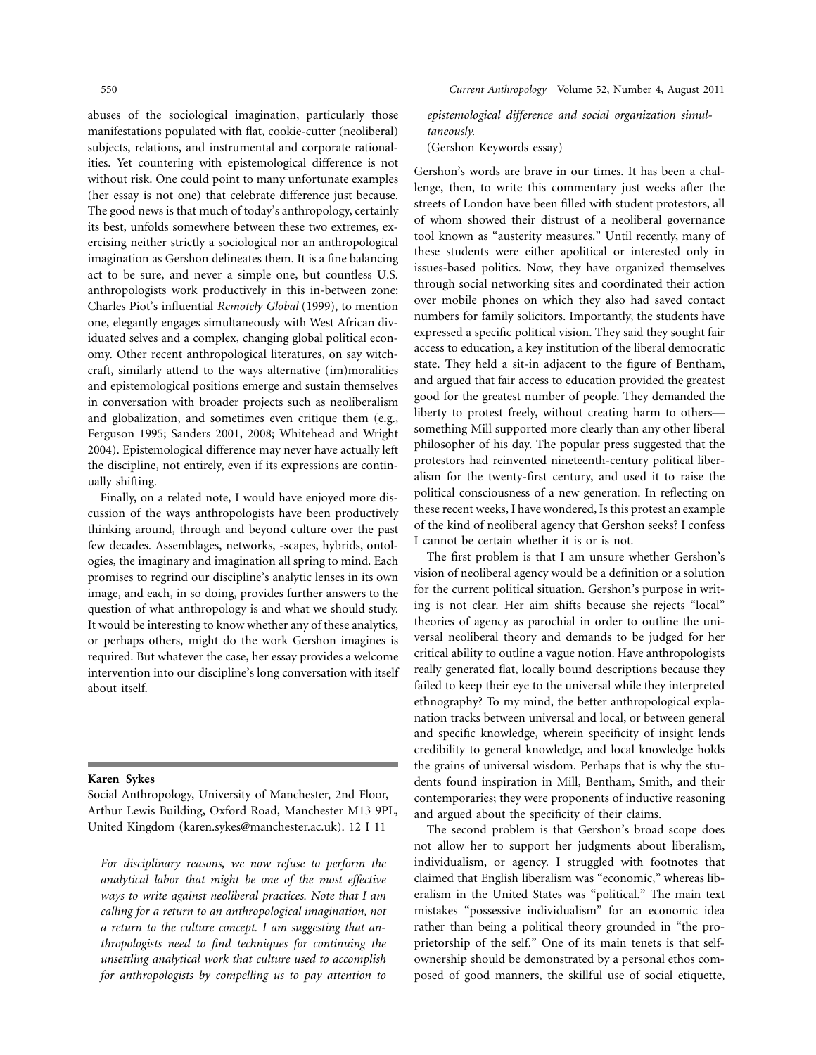abuses of the sociological imagination, particularly those manifestations populated with flat, cookie-cutter (neoliberal) subjects, relations, and instrumental and corporate rationalities. Yet countering with epistemological difference is not without risk. One could point to many unfortunate examples (her essay is not one) that celebrate difference just because. The good news is that much of today's anthropology, certainly its best, unfolds somewhere between these two extremes, exercising neither strictly a sociological nor an anthropological imagination as Gershon delineates them. It is a fine balancing act to be sure, and never a simple one, but countless U.S. anthropologists work productively in this in-between zone: Charles Piot's influential *Remotely Global* (1999), to mention one, elegantly engages simultaneously with West African dividuated selves and a complex, changing global political economy. Other recent anthropological literatures, on say witchcraft, similarly attend to the ways alternative (im)moralities and epistemological positions emerge and sustain themselves in conversation with broader projects such as neoliberalism and globalization, and sometimes even critique them (e.g., Ferguson 1995; Sanders 2001, 2008; Whitehead and Wright 2004). Epistemological difference may never have actually left the discipline, not entirely, even if its expressions are continually shifting.

Finally, on a related note, I would have enjoyed more discussion of the ways anthropologists have been productively thinking around, through and beyond culture over the past few decades. Assemblages, networks, -scapes, hybrids, ontologies, the imaginary and imagination all spring to mind. Each promises to regrind our discipline's analytic lenses in its own image, and each, in so doing, provides further answers to the question of what anthropology is and what we should study. It would be interesting to know whether any of these analytics, or perhaps others, might do the work Gershon imagines is required. But whatever the case, her essay provides a welcome intervention into our discipline's long conversation with itself about itself.

**Karen Sykes**

Social Anthropology, University of Manchester, 2nd Floor, Arthur Lewis Building, Oxford Road, Manchester M13 9PL, United Kingdom (karen.sykes@manchester.ac.uk). 12 I 11

> *For disciplinary reasons, we now refuse to perform the analytical labor that might be one of the most effective ways to write against neoliberal practices. Note that I am calling for a return to an anthropological imagination, not a return to the culture concept. I am suggesting that anthropologists need to find techniques for continuing the unsettling analytical work that culture used to accomplish for anthropologists by compelling us to pay attention to epistemological difference and social organization simultaneously.*
> (Gershon Keywords essay)

Gershon's words are brave in our times. It has been a challenge, then, to write this commentary just weeks after the streets of London have been filled with student protestors, all of whom showed their distrust of a neoliberal governance tool known as "austerity measures." Until recently, many of these students were either apolitical or interested only in issues-based politics. Now, they have organized themselves through social networking sites and coordinated their action over mobile phones on which they also had saved contact numbers for family solicitors. Importantly, the students have expressed a specific political vision. They said they sought fair access to education, a key institution of the liberal democratic state. They held a sit-in adjacent to the figure of Bentham, and argued that fair access to education provided the greatest good for the greatest number of people. They demanded the liberty to protest freely, without creating harm to others—something Mill supported more clearly than any other liberal philosopher of his day. The popular press suggested that the protestors had reinvented nineteenth-century political liberalism for the twenty-first century, and used it to raise the political consciousness of a new generation. In reflecting on these recent weeks, I have wondered, Is this protest an example of the kind of neoliberal agency that Gershon seeks? I confess I cannot be certain whether it is or is not.

The first problem is that I am unsure whether Gershon's vision of neoliberal agency would be a definition or a solution for the current political situation. Gershon's purpose in writing is not clear. Her aim shifts because she rejects "local" theories of agency as parochial in order to outline the universal neoliberal theory and demands to be judged for her critical ability to outline a vague notion. Have anthropologists really generated flat, locally bound descriptions because they failed to keep their eye to the universal while they interpreted ethnography? To my mind, the better anthropological explanation tracks between universal and local, or between general and specific knowledge, wherein specificity of insight lends credibility to general knowledge, and local knowledge holds the grains of universal wisdom. Perhaps that is why the students found inspiration in Mill, Bentham, Smith, and their contemporaries; they were proponents of inductive reasoning and argued about the specificity of their claims.

The second problem is that Gershon's broad scope does not allow her to support her judgments about liberalism, individualism, or agency. I struggled with footnotes that claimed that English liberalism was "economic," whereas liberalism in the United States was "political." The main text mistakes "possessive individualism" for an economic idea rather than being a political theory grounded in "the proprietorship of the self." One of its main tenets is that self-ownership should be demonstrated by a personal ethos composed of good manners, the skillful use of social etiquette,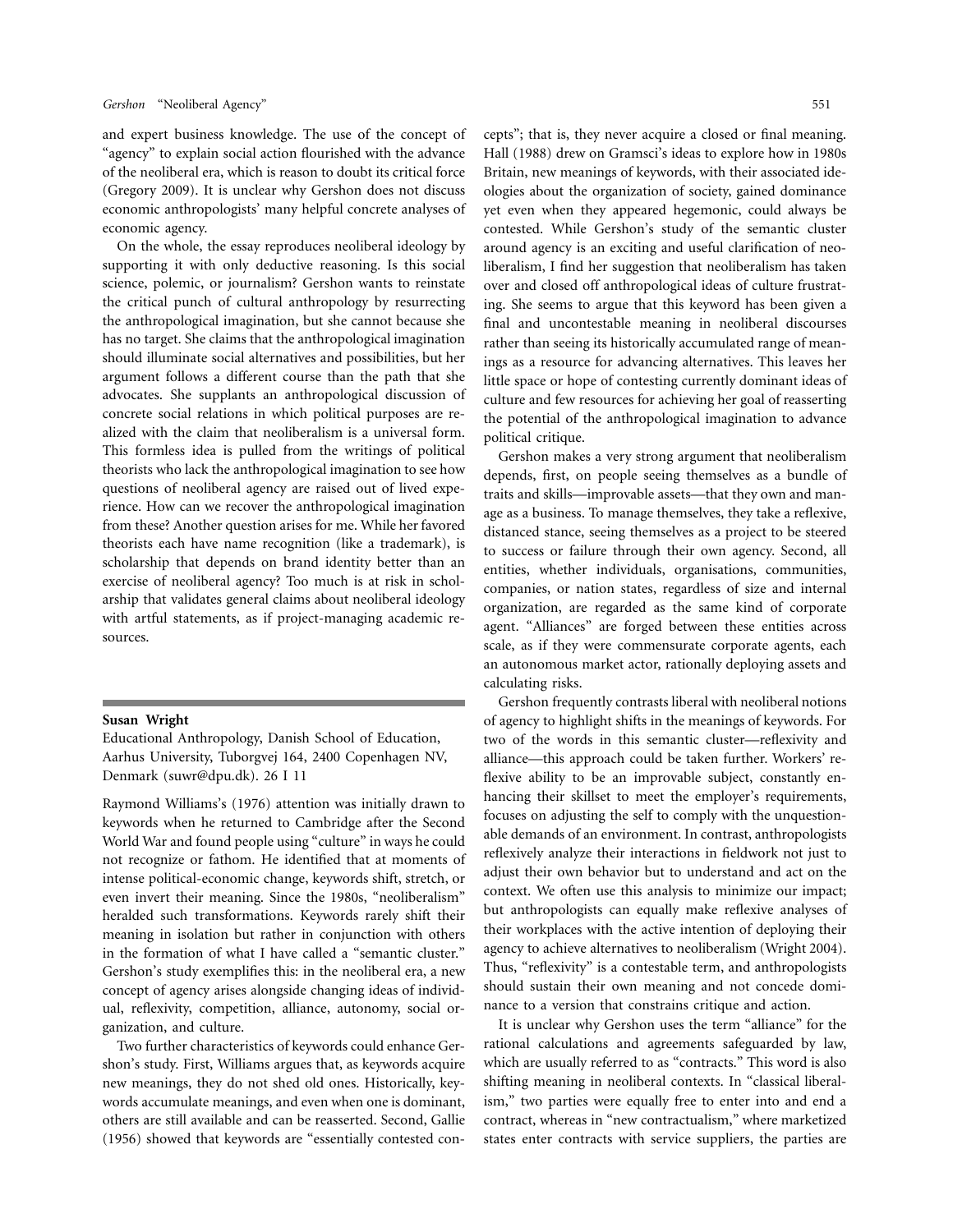and expert business knowledge. The use of the concept of "agency" to explain social action flourished with the advance of the neoliberal era, which is reason to doubt its critical force (Gregory 2009). It is unclear why Gershon does not discuss economic anthropologists' many helpful concrete analyses of economic agency.

On the whole, the essay reproduces neoliberal ideology by supporting it with only deductive reasoning. Is this social science, polemic, or journalism? Gershon wants to reinstate the critical punch of cultural anthropology by resurrecting the anthropological imagination, but she cannot because she has no target. She claims that the anthropological imagination should illuminate social alternatives and possibilities, but her argument follows a different course than the path that she advocates. She supplants an anthropological discussion of concrete social relations in which political purposes are realized with the claim that neoliberalism is a universal form. This formless idea is pulled from the writings of political theorists who lack the anthropological imagination to see how questions of neoliberal agency are raised out of lived experience. How can we recover the anthropological imagination from these? Another question arises for me. While her favored theorists each have name recognition (like a trademark), is scholarship that depends on brand identity better than an exercise of neoliberal agency? Too much is at risk in scholarship that validates general claims about neoliberal ideology with artful statements, as if project-managing academic resources.

---

**Susan Wright**
Educational Anthropology, Danish School of Education, Aarhus University, Tuborgvej 164, 2400 Copenhagen NV, Denmark (suwr@dpu.dk). 26 I 11

Raymond Williams's (1976) attention was initially drawn to keywords when he returned to Cambridge after the Second World War and found people using "culture" in ways he could not recognize or fathom. He identified that at moments of intense political-economic change, keywords shift, stretch, or even invert their meaning. Since the 1980s, "neoliberalism" heralded such transformations. Keywords rarely shift their meaning in isolation but rather in conjunction with others in the formation of what I have called a "semantic cluster." Gershon's study exemplifies this: in the neoliberal era, a new concept of agency arises alongside changing ideas of individual, reflexivity, competition, alliance, autonomy, social organization, and culture.

Two further characteristics of keywords could enhance Gershon's study. First, Williams argues that, as keywords acquire new meanings, they do not shed old ones. Historically, keywords accumulate meanings, and even when one is dominant, others are still available and can be reasserted. Second, Gallie (1956) showed that keywords are "essentially contested concepts"; that is, they never acquire a closed or final meaning. Hall (1988) drew on Gramsci's ideas to explore how in 1980s Britain, new meanings of keywords, with their associated ideologies about the organization of society, gained dominance yet even when they appeared hegemonic, could always be contested. While Gershon's study of the semantic cluster around agency is an exciting and useful clarification of neoliberalism, I find her suggestion that neoliberalism has taken over and closed off anthropological ideas of culture frustrating. She seems to argue that this keyword has been given a final and uncontestable meaning in neoliberal discourses rather than seeing its historically accumulated range of meanings as a resource for advancing alternatives. This leaves her little space or hope of contesting currently dominant ideas of culture and few resources for achieving her goal of reasserting the potential of the anthropological imagination to advance political critique.

Gershon makes a very strong argument that neoliberalism depends, first, on people seeing themselves as a bundle of traits and skills—improvable assets—that they own and manage as a business. To manage themselves, they take a reflexive, distanced stance, seeing themselves as a project to be steered to success or failure through their own agency. Second, all entities, whether individuals, organisations, communities, companies, or nation states, regardless of size and internal organization, are regarded as the same kind of corporate agent. "Alliances" are forged between these entities across scale, as if they were commensurate corporate agents, each an autonomous market actor, rationally deploying assets and calculating risks.

Gershon frequently contrasts liberal with neoliberal notions of agency to highlight shifts in the meanings of keywords. For two of the words in this semantic cluster—reflexivity and alliance—this approach could be taken further. Workers' reflexive ability to be an improvable subject, constantly enhancing their skillset to meet the employer's requirements, focuses on adjusting the self to comply with the unquestionable demands of an environment. In contrast, anthropologists reflexively analyze their interactions in fieldwork not just to adjust their own behavior but to understand and act on the context. We often use this analysis to minimize our impact; but anthropologists can equally make reflexive analyses of their workplaces with the active intention of deploying their agency to achieve alternatives to neoliberalism (Wright 2004). Thus, "reflexivity" is a contestable term, and anthropologists should sustain their own meaning and not concede dominance to a version that constrains critique and action.

It is unclear why Gershon uses the term "alliance" for the rational calculations and agreements safeguarded by law, which are usually referred to as "contracts." This word is also shifting meaning in neoliberal contexts. In "classical liberalism," two parties were equally free to enter into and end a contract, whereas in "new contractualism," where marketized states enter contracts with service suppliers, the parties are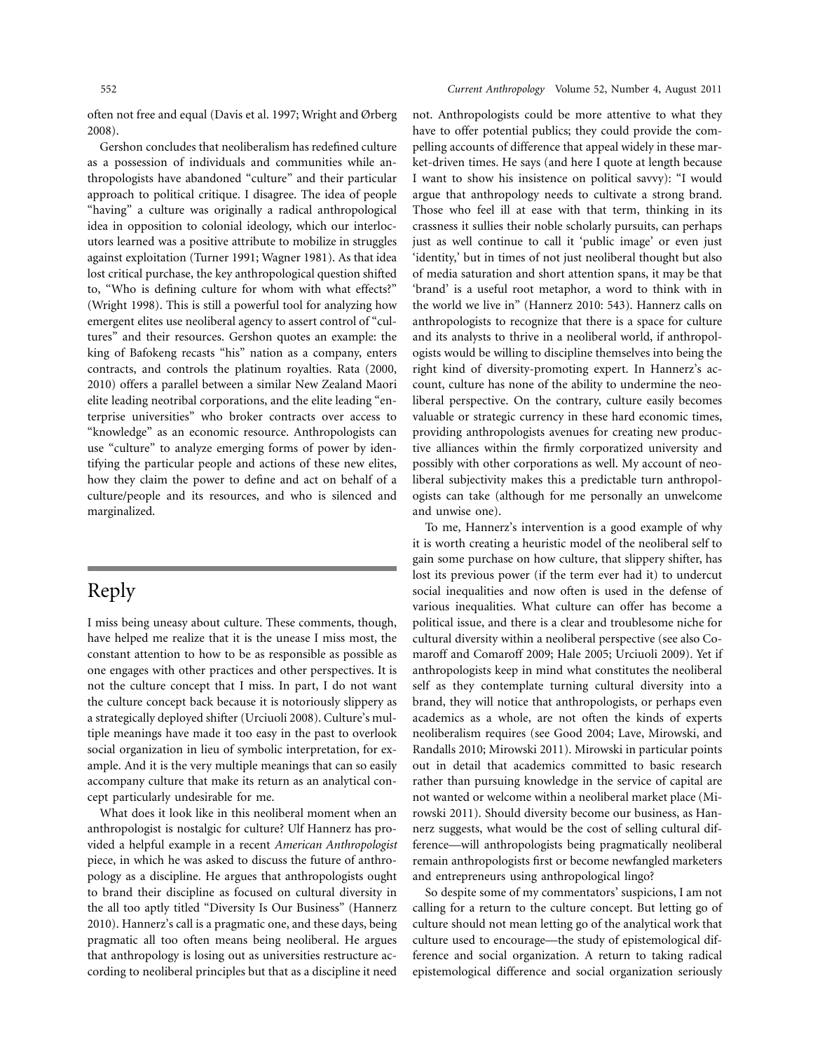often not free and equal (Davis et al. 1997; Wright and Ørberg 2008).

Gershon concludes that neoliberalism has redefined culture as a possession of individuals and communities while anthropologists have abandoned "culture" and their particular approach to political critique. I disagree. The idea of people "having" a culture was originally a radical anthropological idea in opposition to colonial ideology, which our interlocutors learned was a positive attribute to mobilize in struggles against exploitation (Turner 1991; Wagner 1981). As that idea lost critical purchase, the key anthropological question shifted to, "Who is defining culture for whom with what effects?" (Wright 1998). This is still a powerful tool for analyzing how emergent elites use neoliberal agency to assert control of "cultures" and their resources. Gershon quotes an example: the king of Bafokeng recasts "his" nation as a company, enters contracts, and controls the platinum royalties. Rata (2000, 2010) offers a parallel between a similar New Zealand Maori elite leading neotribal corporations, and the elite leading "enterprise universities" who broker contracts over access to "knowledge" as an economic resource. Anthropologists can use "culture" to analyze emerging forms of power by identifying the particular people and actions of these new elites, how they claim the power to define and act on behalf of a culture/people and its resources, and who is silenced and marginalized.

# Reply

I miss being uneasy about culture. These comments, though, have helped me realize that it is the unease I miss most, the constant attention to how to be as responsible as possible as one engages with other practices and other perspectives. It is not the culture concept that I miss. In part, I do not want the culture concept back because it is notoriously slippery as a strategically deployed shifter (Urciuoli 2008). Culture's multiple meanings have made it too easy in the past to overlook social organization in lieu of symbolic interpretation, for example. And it is the very multiple meanings that can so easily accompany culture that make its return as an analytical concept particularly undesirable for me.

What does it look like in this neoliberal moment when an anthropologist is nostalgic for culture? Ulf Hannerz has provided a helpful example in a recent *American Anthropologist* piece, in which he was asked to discuss the future of anthropology as a discipline. He argues that anthropologists ought to brand their discipline as focused on cultural diversity in the all too aptly titled "Diversity Is Our Business" (Hannerz 2010). Hannerz's call is a pragmatic one, and these days, being pragmatic all too often means being neoliberal. He argues that anthropology is losing out as universities restructure according to neoliberal principles but that as a discipline it need not. Anthropologists could be more attentive to what they have to offer potential publics; they could provide the compelling accounts of difference that appeal widely in these market-driven times. He says (and here I quote at length because I want to show his insistence on political savvy): "I would argue that anthropology needs to cultivate a strong brand. Those who feel ill at ease with that term, thinking in its crassness it sullies their noble scholarly pursuits, can perhaps just as well continue to call it 'public image' or even just 'identity,' but in times of not just neoliberal thought but also of media saturation and short attention spans, it may be that 'brand' is a useful root metaphor, a word to think with in the world we live in" (Hannerz 2010: 543). Hannerz calls on anthropologists to recognize that there is a space for culture and its analysts to thrive in a neoliberal world, if anthropologists would be willing to discipline themselves into being the right kind of diversity-promoting expert. In Hannerz's account, culture has none of the ability to undermine the neoliberal perspective. On the contrary, culture easily becomes valuable or strategic currency in these hard economic times, providing anthropologists avenues for creating new productive alliances within the firmly corporatized university and possibly with other corporations as well. My account of neoliberal subjectivity makes this a predictable turn anthropologists can take (although for me personally an unwelcome and unwise one).

To me, Hannerz's intervention is a good example of why it is worth creating a heuristic model of the neoliberal self to gain some purchase on how culture, that slippery shifter, has lost its previous power (if the term ever had it) to undercut social inequalities and now often is used in the defense of various inequalities. What culture can offer has become a political issue, and there is a clear and troublesome niche for cultural diversity within a neoliberal perspective (see also Comaroff and Comaroff 2009; Hale 2005; Urciuoli 2009). Yet if anthropologists keep in mind what constitutes the neoliberal self as they contemplate turning cultural diversity into a brand, they will notice that anthropologists, or perhaps even academics as a whole, are not often the kinds of experts neoliberalism requires (see Good 2004; Lave, Mirowski, and Randalls 2010; Mirowski 2011). Mirowski in particular points out in detail that academics committed to basic research rather than pursuing knowledge in the service of capital are not wanted or welcome within a neoliberal market place (Mirowski 2011). Should diversity become our business, as Hannerz suggests, what would be the cost of selling cultural difference—will anthropologists being pragmatically neoliberal remain anthropologists first or become newfangled marketers and entrepreneurs using anthropological lingo?

So despite some of my commentators' suspicions, I am not calling for a return to the culture concept. But letting go of culture should not mean letting go of the analytical work that culture used to encourage—the study of epistemological difference and social organization. A return to taking radical epistemological difference and social organization seriously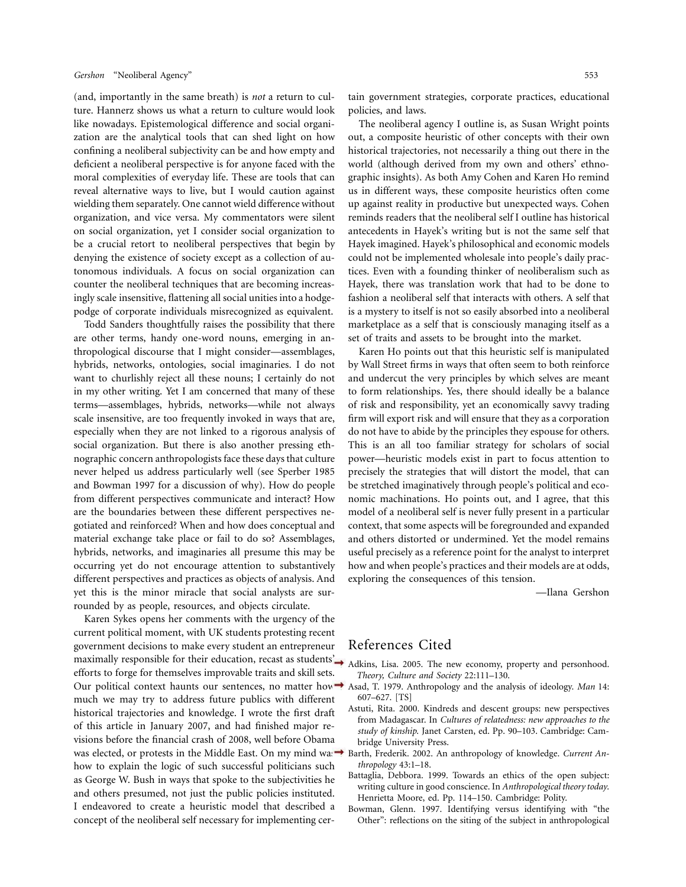(and, importantly in the same breath) is *not* a return to culture. Hannerz shows us what a return to culture would look like nowadays. Epistemological difference and social organization are the analytical tools that can shed light on how confining a neoliberal subjectivity can be and how empty and deficient a neoliberal perspective is for anyone faced with the moral complexities of everyday life. These are tools that can reveal alternative ways to live, but I would caution against wielding them separately. One cannot wield difference without organization, and vice versa. My commentators were silent on social organization, yet I consider social organization to be a crucial retort to neoliberal perspectives that begin by denying the existence of society except as a collection of autonomous individuals. A focus on social organization can counter the neoliberal techniques that are becoming increasingly scale insensitive, flattening all social unities into a hodgepodge of corporate individuals misrecognized as equivalent.

Todd Sanders thoughtfully raises the possibility that there are other terms, handy one-word nouns, emerging in anthropological discourse that I might consider—assemblages, hybrids, networks, ontologies, social imaginaries. I do not want to churlishly reject all these nouns; I certainly do not in my other writing. Yet I am concerned that many of these terms—assemblages, hybrids, networks—while not always scale insensitive, are too frequently invoked in ways that are, especially when they are not linked to a rigorous analysis of social organization. But there is also another pressing ethnographic concern anthropologists face these days that culture never helped us address particularly well (see Sperber 1985 and Bowman 1997 for a discussion of why). How do people from different perspectives communicate and interact? How are the boundaries between these different perspectives negotiated and reinforced? When and how does conceptual and material exchange take place or fail to do so? Assemblages, hybrids, networks, and imaginaries all presume this may be occurring yet do not encourage attention to substantively different perspectives and practices as objects of analysis. And yet this is the minor miracle that social analysts are surrounded by as people, resources, and objects circulate.

Karen Sykes opens her comments with the urgency of the current political moment, with UK students protesting recent government decisions to make every student an entrepreneur maximally responsible for their education, recast as students' efforts to forge for themselves improvable traits and skill sets. Our political context haunts our sentences, no matter how much we may try to address future publics with different historical trajectories and knowledge. I wrote the first draft of this article in January 2007, and had finished major revisions before the financial crash of 2008, well before Obama was elected, or protests in the Middle East. On my mind was how to explain the logic of such successful politicians such as George W. Bush in ways that spoke to the subjectivities he and others presumed, not just the public policies instituted. I endeavored to create a heuristic model that described a concept of the neoliberal self necessary for implementing certain government strategies, corporate practices, educational policies, and laws.

The neoliberal agency I outline is, as Susan Wright points out, a composite heuristic of other concepts with their own historical trajectories, not necessarily a thing out there in the world (although derived from my own and others' ethnographic insights). As both Amy Cohen and Karen Ho remind us in different ways, these composite heuristics often come up against reality in productive but unexpected ways. Cohen reminds readers that the neoliberal self I outline has historical antecedents in Hayek's writing but is not the same self that Hayek imagined. Hayek's philosophical and economic models could not be implemented wholesale into people's daily practices. Even with a founding thinker of neoliberalism such as Hayek, there was translation work that had to be done to fashion a neoliberal self that interacts with others. A self that is a mystery to itself is not so easily absorbed into a neoliberal marketplace as a self that is consciously managing itself as a set of traits and assets to be brought into the market.

Karen Ho points out that this heuristic self is manipulated by Wall Street firms in ways that often seem to both reinforce and undercut the very principles by which selves are meant to form relationships. Yes, there should ideally be a balance of risk and responsibility, yet an economically savvy trading firm will export risk and will ensure that they as a corporation do not have to abide by the principles they espouse for others. This is an all too familiar strategy for scholars of social power—heuristic models exist in part to focus attention to precisely the strategies that will distort the model, that can be stretched imaginatively through people's political and economic machinations. Ho points out, and I agree, that this model of a neoliberal self is never fully present in a particular context, that some aspects will be foregrounded and expanded and others distorted or undermined. Yet the model remains useful precisely as a reference point for the analyst to interpret how and when people's practices and their models are at odds, exploring the consequences of this tension.

—Ilana Gershon

## References Cited

Adkins, Lisa. 2005. The new economy, property and personhood. *Theory, Culture and Society* 22:111–130.

Asad, T. 1979. Anthropology and the analysis of ideology. *Man* 14: 607–627. [TS]

Astuti, Rita. 2000. Kindreds and descent groups: new perspectives from Madagascar. In *Cultures of relatedness: new approaches to the study of kinship*. Janet Carsten, ed. Pp. 90–103. Cambridge: Cambridge University Press.

Barth, Frederik. 2002. An anthropology of knowledge. *Current Anthropology* 43:1–18.

Battaglia, Debbora. 1999. Towards an ethics of the open subject: writing culture in good conscience. In *Anthropological theory today*. Henrietta Moore, ed. Pp. 114–150. Cambridge: Polity.

Bowman, Glenn. 1997. Identifying versus identifying with "the Other": reflections on the siting of the subject in anthropological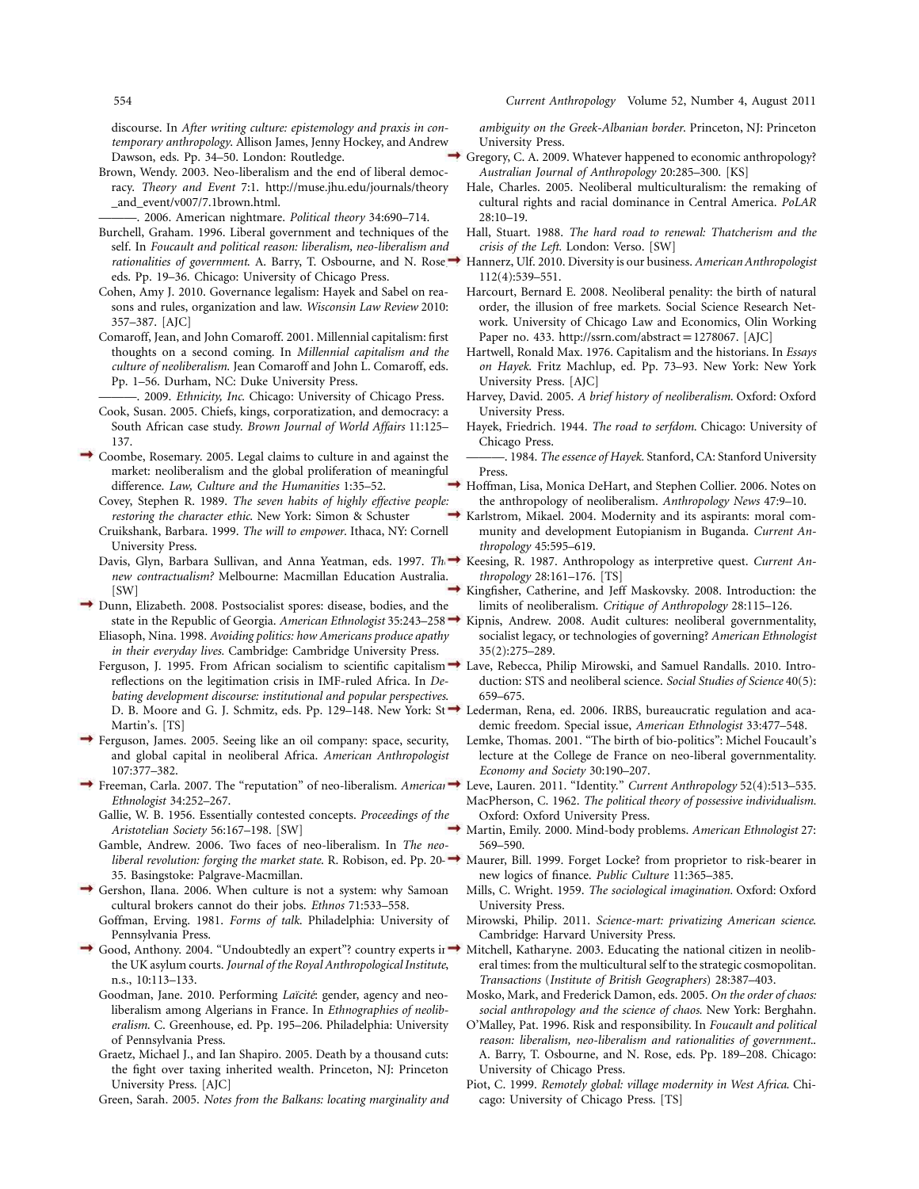discourse. In *After writing culture: epistemology and praxis in contemporary anthropology*. Allison James, Jenny Hockey, and Andrew Dawson, eds. Pp. 34–50. London: Routledge.

Brown, Wendy. 2003. Neo-liberalism and the end of liberal democracy. *Theory and Event* 7:1. http://muse.jhu.edu/journals/theory_and_event/v007/7.1brown.html.

———. 2006. American nightmare. *Political theory* 34:690–714.

Burchell, Graham. 1996. Liberal government and techniques of the self. In *Foucault and political reason: liberalism, neo-liberalism and rationalities of government*. A. Barry, T. Osbourne, and N. Rose, eds. Pp. 19–36. Chicago: University of Chicago Press.

Cohen, Amy J. 2010. Governance legalism: Hayek and Sabel on reasons and rules, organization and law. *Wisconsin Law Review* 2010: 357–387. [AJC]

Comaroff, Jean, and John Comaroff. 2001. Millennial capitalism: first thoughts on a second coming. In *Millennial capitalism and the culture of neoliberalism*. Jean Comaroff and John L. Comaroff, eds. Pp. 1–56. Durham, NC: Duke University Press.

———. 2009. *Ethnicity, Inc.* Chicago: University of Chicago Press.

Cook, Susan. 2005. Chiefs, kings, corporatization, and democracy: a South African case study. *Brown Journal of World Affairs* 11:125–137.

Coombe, Rosemary. 2005. Legal claims to culture in and against the market: neoliberalism and the global proliferation of meaningful difference. *Law, Culture and the Humanities* 1:35–52.

Covey, Stephen R. 1989. *The seven habits of highly effective people: restoring the character ethic*. New York: Simon & Schuster.

Cruikshank, Barbara. 1999. *The will to empower*. Ithaca, NY: Cornell University Press.

Davis, Glyn, Barbara Sullivan, and Anna Yeatman, eds. 1997. *The new contractualism?* Melbourne: Macmillan Education Australia. [SW]

Dunn, Elizabeth. 2008. Postsocialist spores: disease, bodies, and the state in the Republic of Georgia. *American Ethnologist* 35:243–258.

Eliasoph, Nina. 1998. *Avoiding politics: how Americans produce apathy in their everyday lives*. Cambridge: Cambridge University Press.

Ferguson, J. 1995. From African socialism to scientific capitalism: reflections on the legitimation crisis in IMF-ruled Africa. In *Debating development discourse: institutional and popular perspectives*. D. B. Moore and G. J. Schmitz, eds. Pp. 129–148. New York: St. Martin's. [TS]

Ferguson, James. 2005. Seeing like an oil company: space, security, and global capital in neoliberal Africa. *American Anthropologist* 107:377–382.

Freeman, Carla. 2007. The "reputation" of neo-liberalism. *American Ethnologist* 34:252–267.

Gallie, W. B. 1956. Essentially contested concepts. *Proceedings of the Aristotelian Society* 56:167–198. [SW]

Gamble, Andrew. 2006. Two faces of neo-liberalism. In *The neoliberal revolution: forging the market state*. R. Robison, ed. Pp. 20–35. Basingstoke: Palgrave-Macmillan.

Gershon, Ilana. 2006. When culture is not a system: why Samoan cultural brokers cannot do their jobs. *Ethnos* 71:533–558.

Goffman, Erving. 1981. *Forms of talk*. Philadelphia: University of Pennsylvania Press.

Good, Anthony. 2004. "Undoubtedly an expert"? country experts in the UK asylum courts. *Journal of the Royal Anthropological Institute*, n.s., 10:113–133.

Goodman, Jane. 2010. Performing *Laïcité*: gender, agency and neoliberalism among Algerians in France. In *Ethnographies of neoliberalism*. C. Greenhouse, ed. Pp. 195–206. Philadelphia: University of Pennsylvania Press.

Graetz, Michael J., and Ian Shapiro. 2005. Death by a thousand cuts: the fight over taxing inherited wealth. Princeton, NJ: Princeton University Press. [AJC]

Green, Sarah. 2005. *Notes from the Balkans: locating marginality and ambiguity on the Greek-Albanian border*. Princeton, NJ: Princeton University Press.

Gregory, C. A. 2009. Whatever happened to economic anthropology? *Australian Journal of Anthropology* 20:285–300. [KS]

Hale, Charles. 2005. Neoliberal multiculturalism: the remaking of cultural rights and racial dominance in Central America. *PoLAR* 28:10–19.

Hall, Stuart. 1988. *The hard road to renewal: Thatcherism and the crisis of the Left*. London: Verso. [SW]

Hannerz, Ulf. 2010. Diversity is our business. *American Anthropologist* 112(4):539–551.

Harcourt, Bernard E. 2008. Neoliberal penality: the birth of natural order, the illusion of free markets. Social Science Research Network. University of Chicago Law and Economics, Olin Working Paper no. 433. http://ssrn.com/abstract=1278067. [AJC]

Hartwell, Ronald Max. 1976. Capitalism and the historians. In *Essays on Hayek*. Fritz Machlup, ed. Pp. 73–93. New York: New York University Press. [AJC]

Harvey, David. 2005. *A brief history of neoliberalism*. Oxford: Oxford University Press.

Hayek, Friedrich. 1944. *The road to serfdom*. Chicago: University of Chicago Press.

———. 1984. *The essence of Hayek*. Stanford, CA: Stanford University Press.

Hoffman, Lisa, Monica DeHart, and Stephen Collier. 2006. Notes on the anthropology of neoliberalism. *Anthropology News* 47:9–10.

Karlstrom, Mikael. 2004. Modernity and its aspirants: moral community and development Eutopianism in Buganda. *Current Anthropology* 45:595–619.

Keesing, R. 1987. Anthropology as interpretive quest. *Current Anthropology* 28:161–176. [TS]

Kingfisher, Catherine, and Jeff Maskovsky. 2008. Introduction: the limits of neoliberalism. *Critique of Anthropology* 28:115–126.

Kipnis, Andrew. 2008. Audit cultures: neoliberal governmentality, socialist legacy, or technologies of governing? *American Ethnologist* 35(2):275–289.

Lave, Rebecca, Philip Mirowski, and Samuel Randalls. 2010. Introduction: STS and neoliberal science. *Social Studies of Science* 40(5): 659–675.

Lederman, Rena, ed. 2006. IRBS, bureaucratic regulation and academic freedom. Special issue, *American Ethnologist* 33:477–548.

Lemke, Thomas. 2001. "The birth of bio-politics": Michel Foucault's lecture at the College de France on neo-liberal governmentality. *Economy and Society* 30:190–207.

Leve, Lauren. 2011. "Identity." *Current Anthropology* 52(4):513–535.

MacPherson, C. 1962. *The political theory of possessive individualism*. Oxford: Oxford University Press.

Martin, Emily. 2000. Mind-body problems. *American Ethnologist* 27: 569–590.

Maurer, Bill. 1999. Forget Locke? from proprietor to risk-bearer in new logics of finance. *Public Culture* 11:365–385.

Mills, C. Wright. 1959. *The sociological imagination*. Oxford: Oxford University Press.

Mirowski, Philip. 2011. *Science-mart: privatizing American science*. Cambridge: Harvard University Press.

Mitchell, Katharyne. 2003. Educating the national citizen in neoliberal times: from the multicultural self to the strategic cosmopolitan. *Transactions* (*Institute of British Geographers*) 28:387–403.

Mosko, Mark, and Frederick Damon, eds. 2005. *On the order of chaos: social anthropology and the science of chaos*. New York: Berghahn.

O'Malley, Pat. 1996. Risk and responsibility. In *Foucault and political reason: liberalism, neo-liberalism and rationalities of government.*. A. Barry, T. Osbourne, and N. Rose, eds. Pp. 189–208. Chicago: University of Chicago Press.

Piot, C. 1999. *Remotely global: village modernity in West Africa*. Chicago: University of Chicago Press. [TS]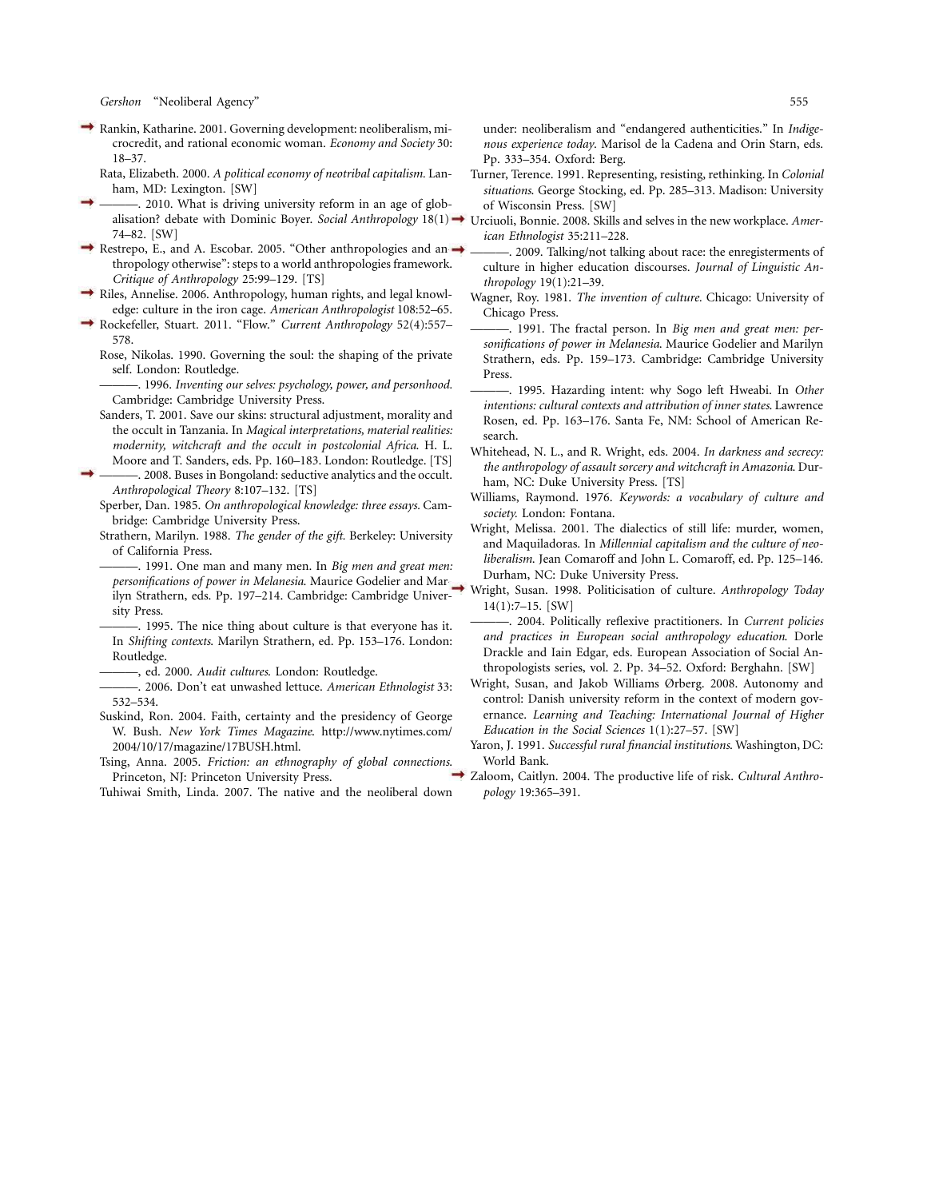Rankin, Katharine. 2001. Governing development: neoliberalism, microcredit, and rational economic woman. *Economy and Society* 30: 18–37.

Rata, Elizabeth. 2000. *A political economy of neotribal capitalism*. Lanham, MD: Lexington. [SW]

———. 2010. What is driving university reform in an age of globalisation? debate with Dominic Boyer. *Social Anthropology* 18(1) 74–82. [SW]

Restrepo, E., and A. Escobar. 2005. "Other anthropologies and anthropology otherwise": steps to a world anthropologies framework. *Critique of Anthropology* 25:99–129. [TS]

Riles, Annelise. 2006. Anthropology, human rights, and legal knowledge: culture in the iron cage. *American Anthropologist* 108:52–65.

Rockefeller, Stuart. 2011. "Flow." *Current Anthropology* 52(4):557–578.

Rose, Nikolas. 1990. Governing the soul: the shaping of the private self. London: Routledge.

———. 1996. *Inventing our selves: psychology, power, and personhood*. Cambridge: Cambridge University Press.

Sanders, T. 2001. Save our skins: structural adjustment, morality and the occult in Tanzania. In *Magical interpretations, material realities: modernity, witchcraft and the occult in postcolonial Africa*. H. L. Moore and T. Sanders, eds. Pp. 160–183. London: Routledge. [TS]

———. 2008. Buses in Bongoland: seductive analytics and the occult. *Anthropological Theory* 8:107–132. [TS]

Sperber, Dan. 1985. *On anthropological knowledge: three essays*. Cambridge: Cambridge University Press.

Strathern, Marilyn. 1988. *The gender of the gift*. Berkeley: University of California Press.

———. 1991. One man and many men. In *Big men and great men: personifications of power in Melanesia*. Maurice Godelier and Marilyn Strathern, eds. Pp. 197–214. Cambridge: Cambridge University Press.

———. 1995. The nice thing about culture is that everyone has it. In *Shifting contexts*. Marilyn Strathern, ed. Pp. 153–176. London: Routledge.

———, ed. 2000. *Audit cultures*. London: Routledge.

———. 2006. Don't eat unwashed lettuce. *American Ethnologist* 33: 532–534.

Suskind, Ron. 2004. Faith, certainty and the presidency of George W. Bush. *New York Times Magazine*. http://www.nytimes.com/2004/10/17/magazine/17BUSH.html.

Tsing, Anna. 2005. *Friction: an ethnography of global connections*. Princeton, NJ: Princeton University Press.

Tuhiwai Smith, Linda. 2007. The native and the neoliberal down under: neoliberalism and "endangered authenticities." In *Indigenous experience today*. Marisol de la Cadena and Orin Starn, eds. Pp. 333–354. Oxford: Berg.

Turner, Terence. 1991. Representing, resisting, rethinking. In *Colonial situations*. George Stocking, ed. Pp. 285–313. Madison: University of Wisconsin Press. [SW]

Urciuoli, Bonnie. 2008. Skills and selves in the new workplace. *American Ethnologist* 35:211–228.

———. 2009. Talking/not talking about race: the enregisterments of culture in higher education discourses. *Journal of Linguistic Anthropology* 19(1):21–39.

Wagner, Roy. 1981. *The invention of culture*. Chicago: University of Chicago Press.

———. 1991. The fractal person. In *Big men and great men: personifications of power in Melanesia*. Maurice Godelier and Marilyn Strathern, eds. Pp. 159–173. Cambridge: Cambridge University Press.

———. 1995. Hazarding intent: why Sogo left Hweabi. In *Other intentions: cultural contexts and attribution of inner states*. Lawrence Rosen, ed. Pp. 163–176. Santa Fe, NM: School of American Research.

Whitehead, N. L., and R. Wright, eds. 2004. *In darkness and secrecy: the anthropology of assault sorcery and witchcraft in Amazonia*. Durham, NC: Duke University Press. [TS]

Williams, Raymond. 1976. *Keywords: a vocabulary of culture and society*. London: Fontana.

Wright, Melissa. 2001. The dialectics of still life: murder, women, and Maquiladoras. In *Millennial capitalism and the culture of neoliberalism*. Jean Comaroff and John L. Comaroff, ed. Pp. 125–146. Durham, NC: Duke University Press.

Wright, Susan. 1998. Politicisation of culture. *Anthropology Today* 14(1):7–15. [SW]

———. 2004. Politically reflexive practitioners. In *Current policies and practices in European social anthropology education*. Dorle Drackle and Iain Edgar, eds. European Association of Social Anthropologists series, vol. 2. Pp. 34–52. Oxford: Berghahn. [SW]

Wright, Susan, and Jakob Williams Ørberg. 2008. Autonomy and control: Danish university reform in the context of modern governance. *Learning and Teaching: International Journal of Higher Education in the Social Sciences* 1(1):27–57. [SW]

Yaron, J. 1991. *Successful rural financial institutions*. Washington, DC: World Bank.

Zaloom, Caitlyn. 2004. The productive life of risk. *Cultural Anthropology* 19:365–391.